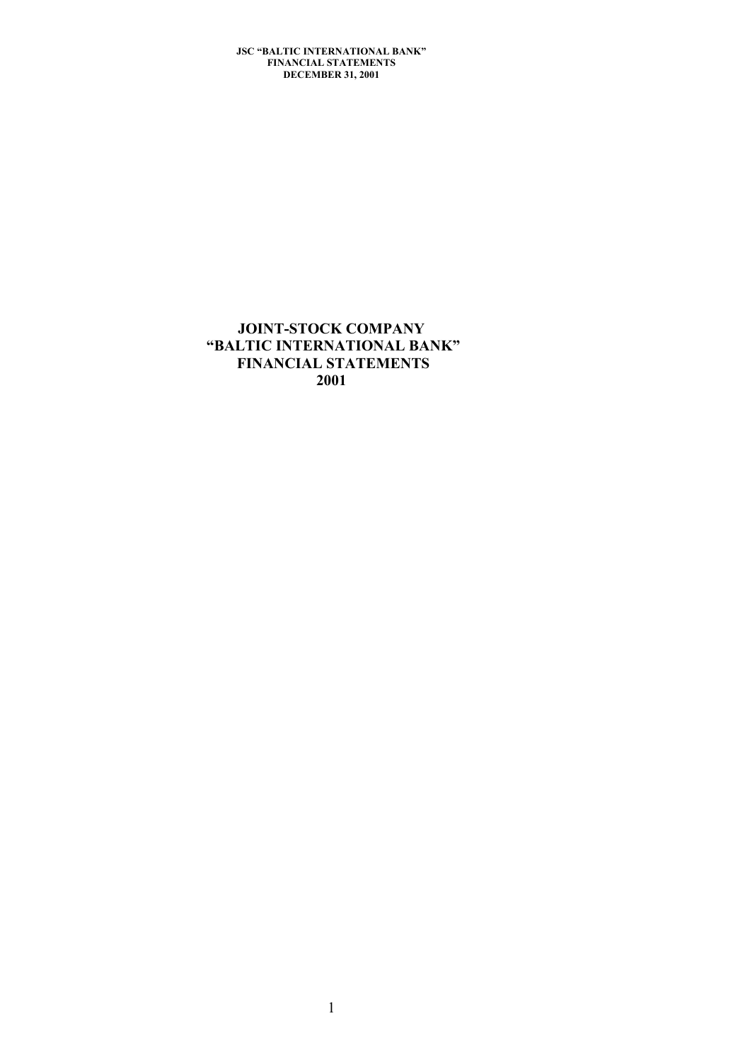# JOINT-STOCK COMPANY
# "BALTIC INTERNATIONAL BANK"
# FINANCIAL STATEMENTS
# 2001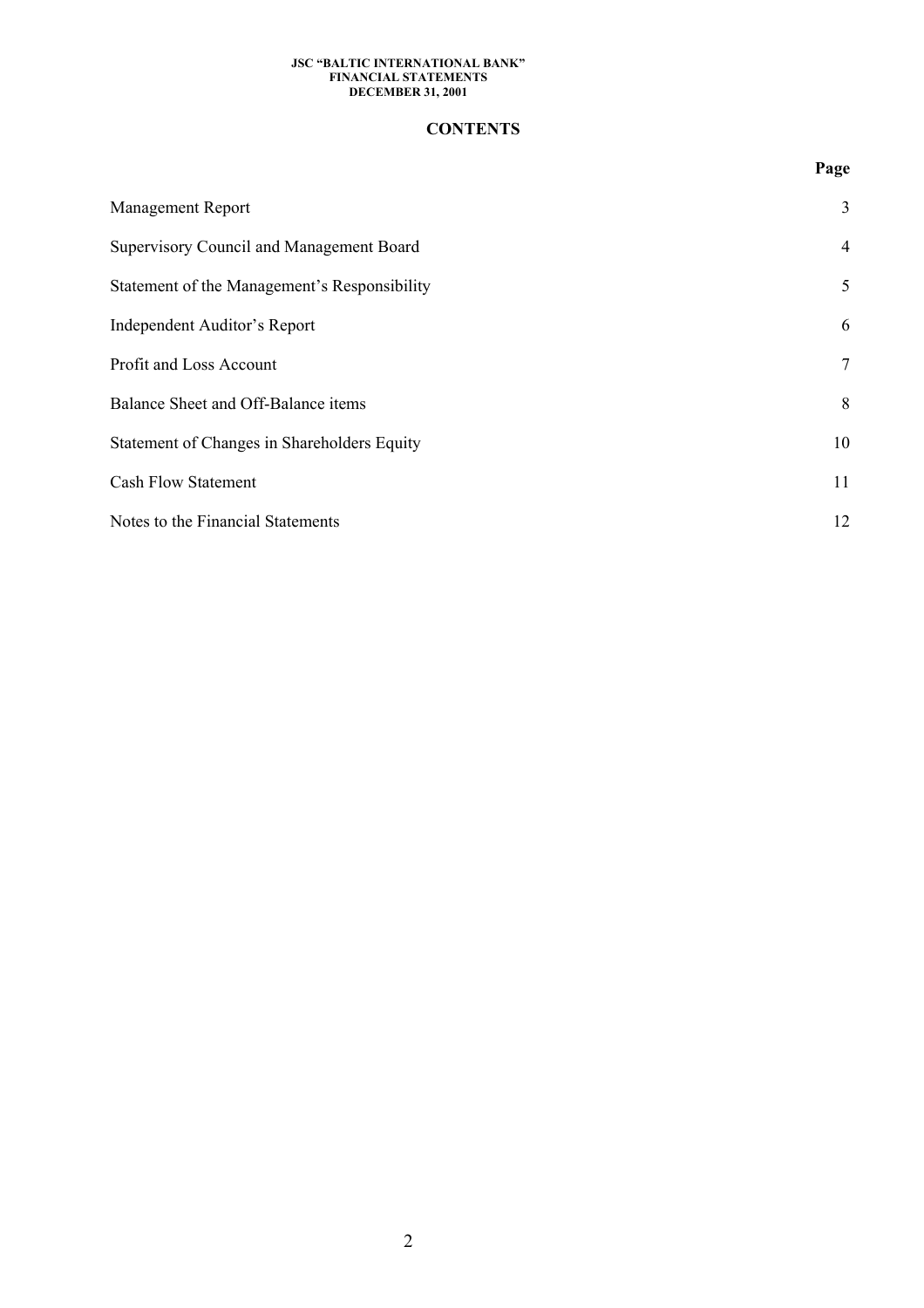# CONTENTS

| | Page |
|---|---|
| Management Report | 3 |
| Supervisory Council and Management Board | 4 |
| Statement of the Management's Responsibility | 5 |
| Independent Auditor's Report | 6 |
| Profit and Loss Account | 7 |
| Balance Sheet and Off-Balance items | 8 |
| Statement of Changes in Shareholders Equity | 10 |
| Cash Flow Statement | 11 |
| Notes to the Financial Statements | 12 |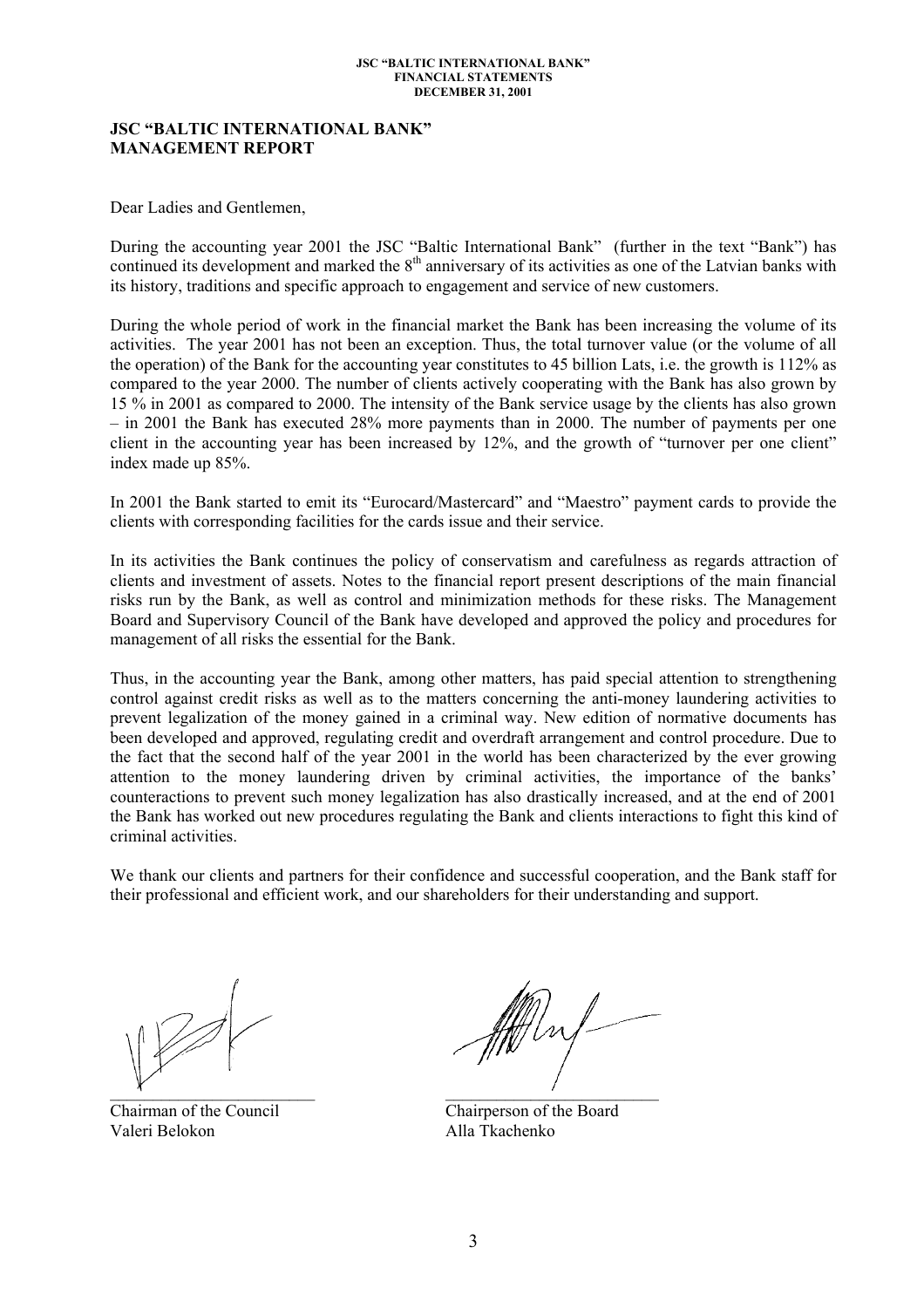# JSC "BALTIC INTERNATIONAL BANK"
# MANAGEMENT REPORT

Dear Ladies and Gentlemen,

During the accounting year 2001 the JSC "Baltic International Bank" (further in the text "Bank") has continued its development and marked the 8th anniversary of its activities as one of the Latvian banks with its history, traditions and specific approach to engagement and service of new customers.

During the whole period of work in the financial market the Bank has been increasing the volume of its activities. The year 2001 has not been an exception. Thus, the total turnover value (or the volume of all the operation) of the Bank for the accounting year constitutes to 45 billion Lats, i.e. the growth is 112% as compared to the year 2000. The number of clients actively cooperating with the Bank has also grown by 15 % in 2001 as compared to 2000. The intensity of the Bank service usage by the clients has also grown – in 2001 the Bank has executed 28% more payments than in 2000. The number of payments per one client in the accounting year has been increased by 12%, and the growth of "turnover per one client" index made up 85%.

In 2001 the Bank started to emit its "Eurocard/Mastercard" and "Maestro" payment cards to provide the clients with corresponding facilities for the cards issue and their service.

In its activities the Bank continues the policy of conservatism and carefulness as regards attraction of clients and investment of assets. Notes to the financial report present descriptions of the main financial risks run by the Bank, as well as control and minimization methods for these risks. The Management Board and Supervisory Council of the Bank have developed and approved the policy and procedures for management of all risks the essential for the Bank.

Thus, in the accounting year the Bank, among other matters, has paid special attention to strengthening control against credit risks as well as to the matters concerning the anti-money laundering activities to prevent legalization of the money gained in a criminal way. New edition of normative documents has been developed and approved, regulating credit and overdraft arrangement and control procedure. Due to the fact that the second half of the year 2001 in the world has been characterized by the ever growing attention to the money laundering driven by criminal activities, the importance of the banks' counteractions to prevent such money legalization has also drastically increased, and at the end of 2001 the Bank has worked out new procedures regulating the Bank and clients interactions to fight this kind of criminal activities.

We thank our clients and partners for their confidence and successful cooperation, and the Bank staff for their professional and efficient work, and our shareholders for their understanding and support.

| | |
|---|---|
| Chairman of the Council | Chairperson of the Board |
| Valeri Belokon | Alla Tkachenko |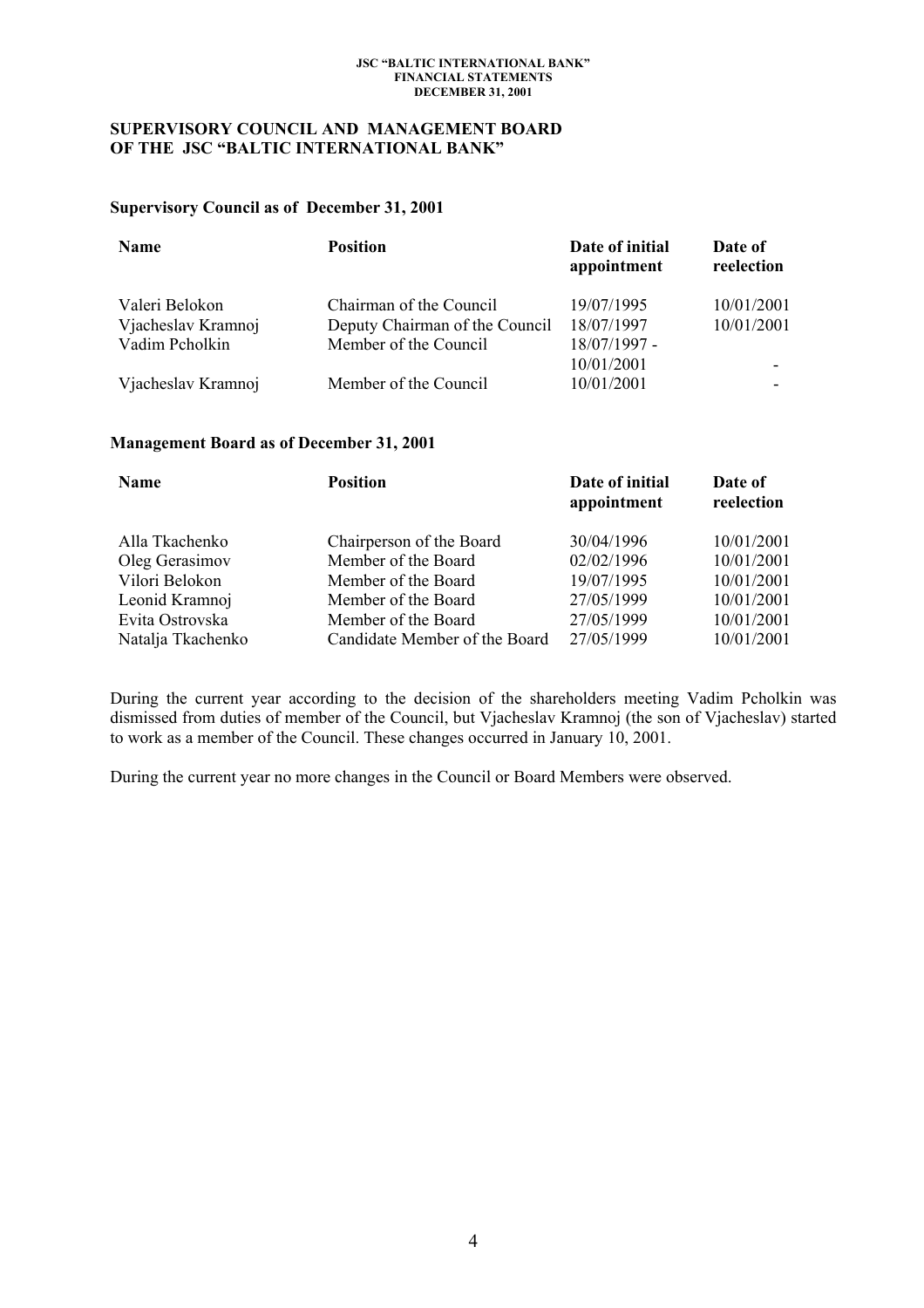## SUPERVISORY COUNCIL AND MANAGEMENT BOARD OF THE JSC "BALTIC INTERNATIONAL BANK"

### Supervisory Council as of December 31, 2001

| Name | Position | Date of initial appointment | Date of reelection |
|---|---|---|---|
| Valeri Belokon | Chairman of the Council | 19/07/1995 | 10/01/2001 |
| Vjacheslav Kramnoj | Deputy Chairman of the Council | 18/07/1997 | 10/01/2001 |
| Vadim Pcholkin | Member of the Council | 18/07/1997 - 10/01/2001 | - |
| Vjacheslav Kramnoj | Member of the Council | 10/01/2001 | - |

### Management Board as of December 31, 2001

| Name | Position | Date of initial appointment | Date of reelection |
|---|---|---|---|
| Alla Tkachenko | Chairperson of the Board | 30/04/1996 | 10/01/2001 |
| Oleg Gerasimov | Member of the Board | 02/02/1996 | 10/01/2001 |
| Vilori Belokon | Member of the Board | 19/07/1995 | 10/01/2001 |
| Leonid Kramnoj | Member of the Board | 27/05/1999 | 10/01/2001 |
| Evita Ostrovska | Member of the Board | 27/05/1999 | 10/01/2001 |
| Natalja Tkachenko | Candidate Member of the Board | 27/05/1999 | 10/01/2001 |

During the current year according to the decision of the shareholders meeting Vadim Pcholkin was dismissed from duties of member of the Council, but Vjacheslav Kramnoj (the son of Vjacheslav) started to work as a member of the Council. These changes occurred in January 10, 2001.

During the current year no more changes in the Council or Board Members were observed.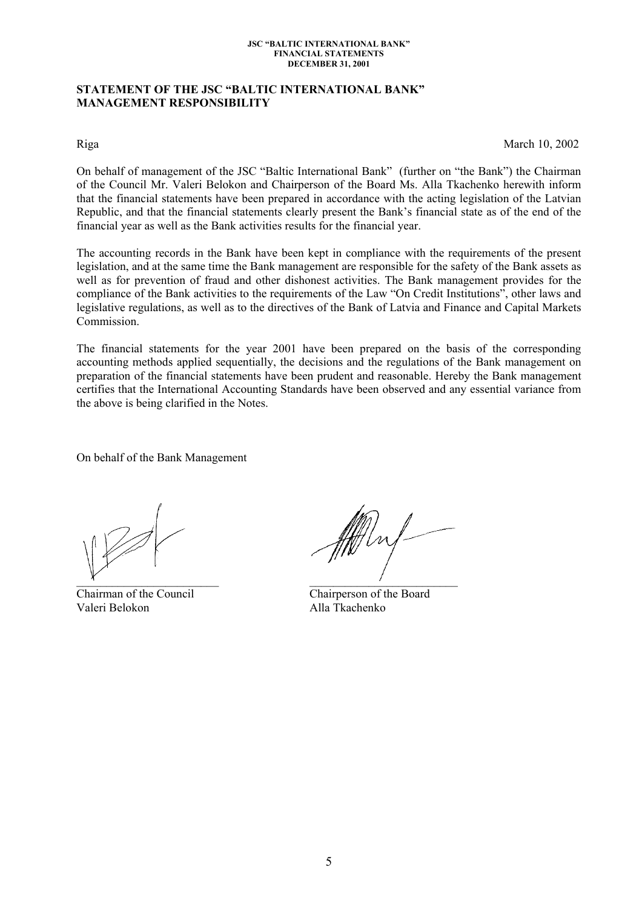## STATEMENT OF THE JSC "BALTIC INTERNATIONAL BANK" MANAGEMENT RESPONSIBILITY

Riga March 10, 2002

On behalf of management of the JSC "Baltic International Bank" (further on "the Bank") the Chairman of the Council Mr. Valeri Belokon and Chairperson of the Board Ms. Alla Tkachenko herewith inform that the financial statements have been prepared in accordance with the acting legislation of the Latvian Republic, and that the financial statements clearly present the Bank's financial state as of the end of the financial year as well as the Bank activities results for the financial year.

The accounting records in the Bank have been kept in compliance with the requirements of the present legislation, and at the same time the Bank management are responsible for the safety of the Bank assets as well as for prevention of fraud and other dishonest activities. The Bank management provides for the compliance of the Bank activities to the requirements of the Law "On Credit Institutions", other laws and legislative regulations, as well as to the directives of the Bank of Latvia and Finance and Capital Markets Commission.

The financial statements for the year 2001 have been prepared on the basis of the corresponding accounting methods applied sequentially, the decisions and the regulations of the Bank management on preparation of the financial statements have been prudent and reasonable. Hereby the Bank management certifies that the International Accounting Standards have been observed and any essential variance from the above is being clarified in the Notes.

On behalf of the Bank Management

Chairman of the Council
Valeri Belokon

Chairperson of the Board
Alla Tkachenko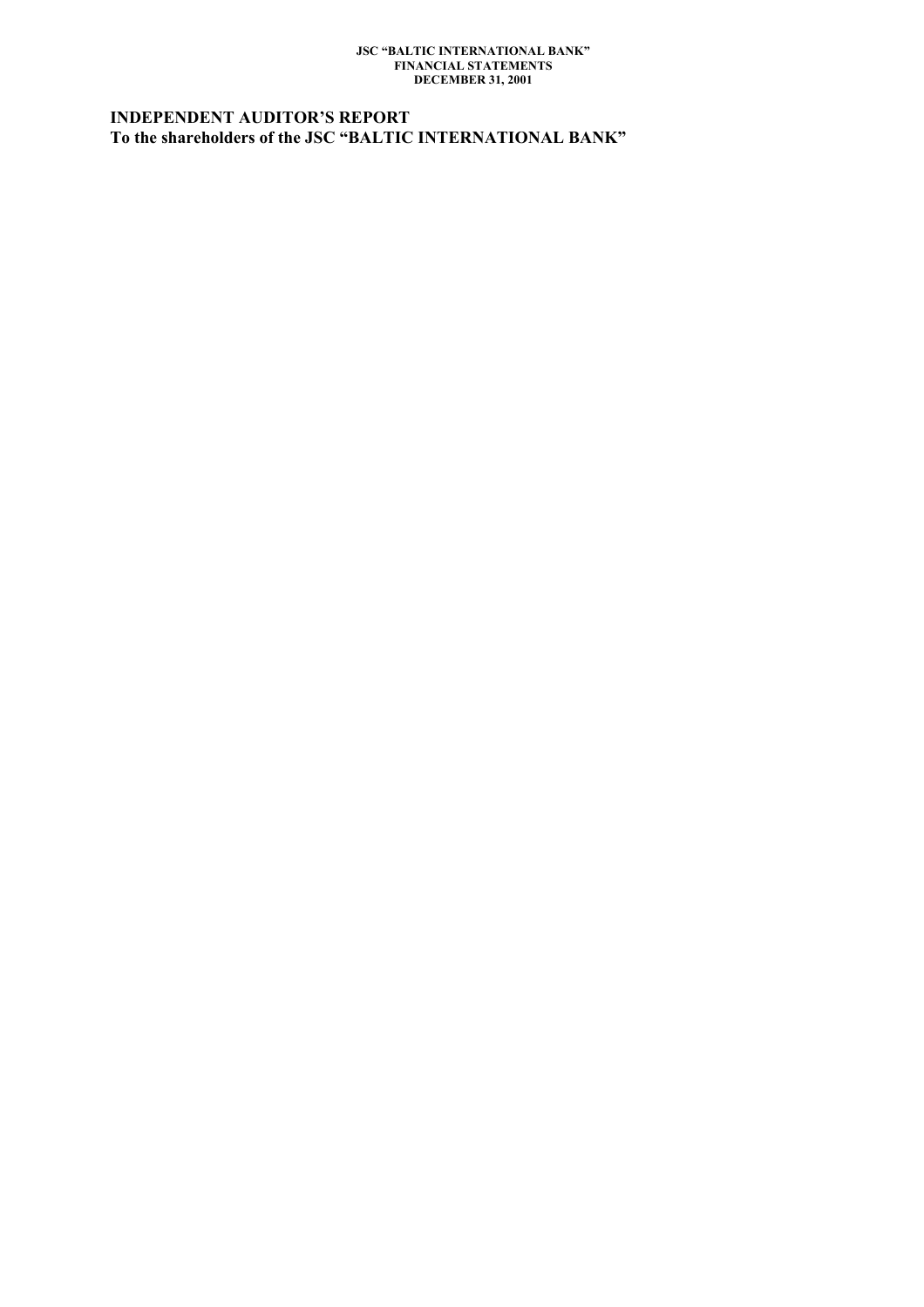## INDEPENDENT AUDITOR'S REPORT

**To the shareholders of the JSC "BALTIC INTERNATIONAL BANK"**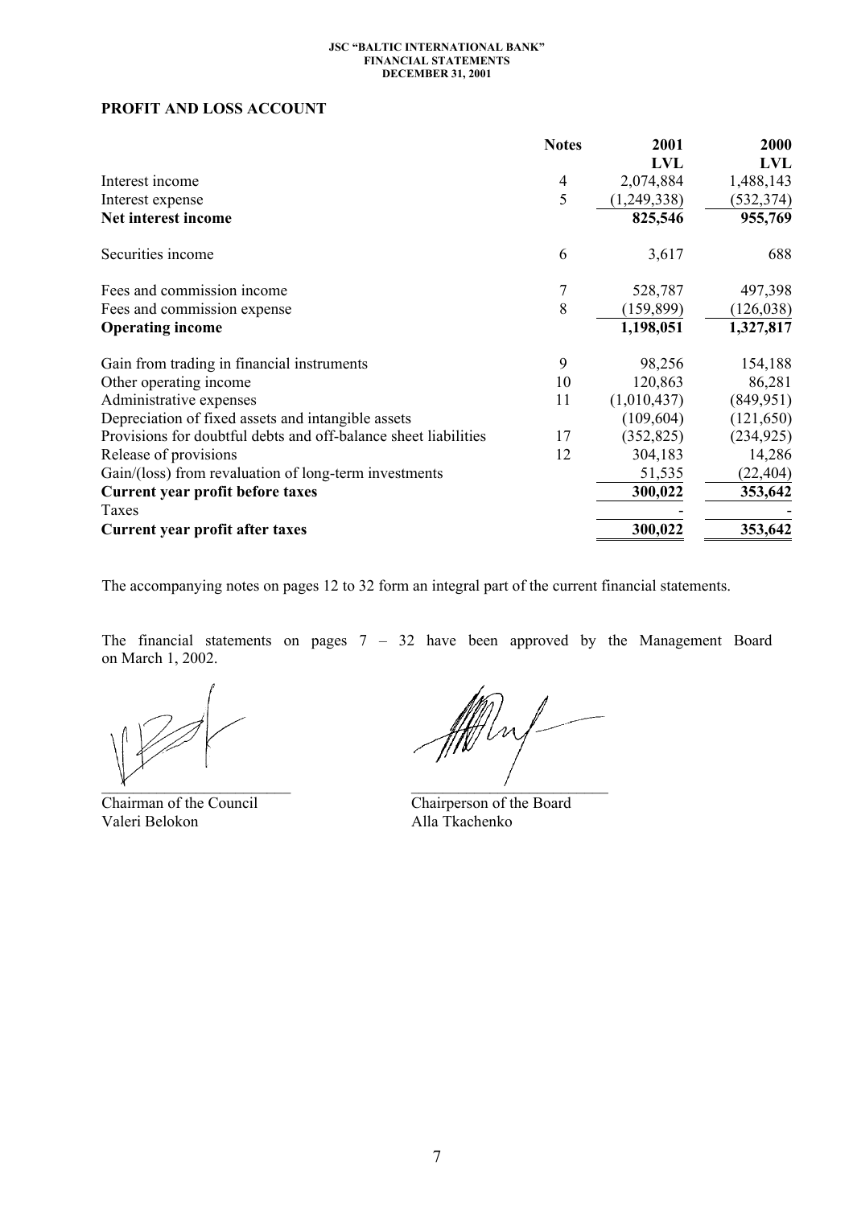## PROFIT AND LOSS ACCOUNT

| | Notes | 2001 LVL | 2000 LVL |
|---|---|---|---|
| Interest income | 4 | 2,074,884 | 1,488,143 |
| Interest expense | 5 | (1,249,338) | (532,374) |
| **Net interest income** | | **825,546** | **955,769** |
| Securities income | 6 | 3,617 | 688 |
| Fees and commission income | 7 | 528,787 | 497,398 |
| Fees and commission expense | 8 | (159,899) | (126,038) |
| **Operating income** | | **1,198,051** | **1,327,817** |
| Gain from trading in financial instruments | 9 | 98,256 | 154,188 |
| Other operating income | 10 | 120,863 | 86,281 |
| Administrative expenses | 11 | (1,010,437) | (849,951) |
| Depreciation of fixed assets and intangible assets | | (109,604) | (121,650) |
| Provisions for doubtful debts and off-balance sheet liabilities | 17 | (352,825) | (234,925) |
| Release of provisions | 12 | 304,183 | 14,286 |
| Gain/(loss) from revaluation of long-term investments | | 51,535 | (22,404) |
| **Current year profit before taxes** | | **300,022** | **353,642** |
| Taxes | | - | - |
| **Current year profit after taxes** | | **300,022** | **353,642** |

The accompanying notes on pages 12 to 32 form an integral part of the current financial statements.

The financial statements on pages 7 – 32 have been approved by the Management Board on March 1, 2002.

| | |
|---|---|
| Chairman of the Council | Chairperson of the Board |
| Valeri Belokon | Alla Tkachenko |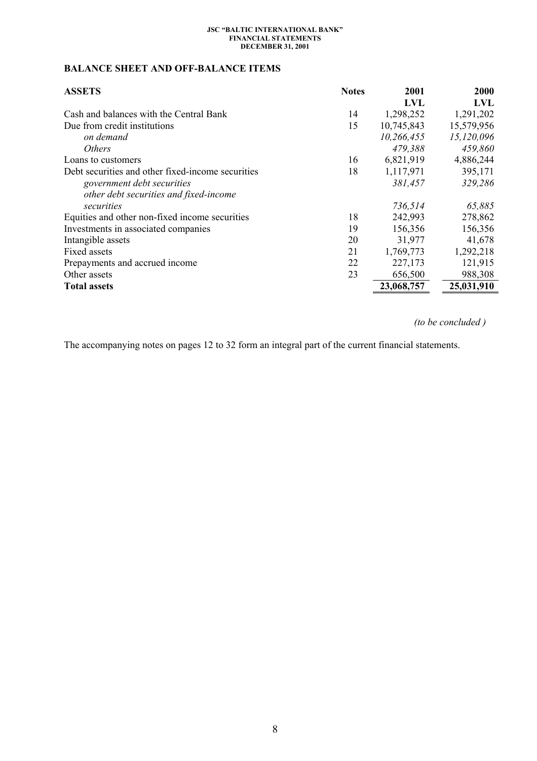## BALANCE SHEET AND OFF-BALANCE ITEMS

| ASSETS | Notes | 2001 LVL | 2000 LVL |
|---|---|---|---|
| Cash and balances with the Central Bank | 14 | 1,298,252 | 1,291,202 |
| Due from credit institutions | 15 | 10,745,843 | 15,579,956 |
| *on demand* | | *10,266,455* | *15,120,096* |
| *Others* | | *479,388* | *459,860* |
| Loans to customers | 16 | 6,821,919 | 4,886,244 |
| Debt securities and other fixed-income securities | 18 | 1,117,971 | 395,171 |
| *government debt securities* | | *381,457* | *329,286* |
| *other debt securities and fixed-income securities* | | *736,514* | *65,885* |
| Equities and other non-fixed income securities | 18 | 242,993 | 278,862 |
| Investments in associated companies | 19 | 156,356 | 156,356 |
| Intangible assets | 20 | 31,977 | 41,678 |
| Fixed assets | 21 | 1,769,773 | 1,292,218 |
| Prepayments and accrued income | 22 | 227,173 | 121,915 |
| Other assets | 23 | 656,500 | 988,308 |
| **Total assets** | | **23,068,757** | **25,031,910** |

*(to be concluded )*

The accompanying notes on pages 12 to 32 form an integral part of the current financial statements.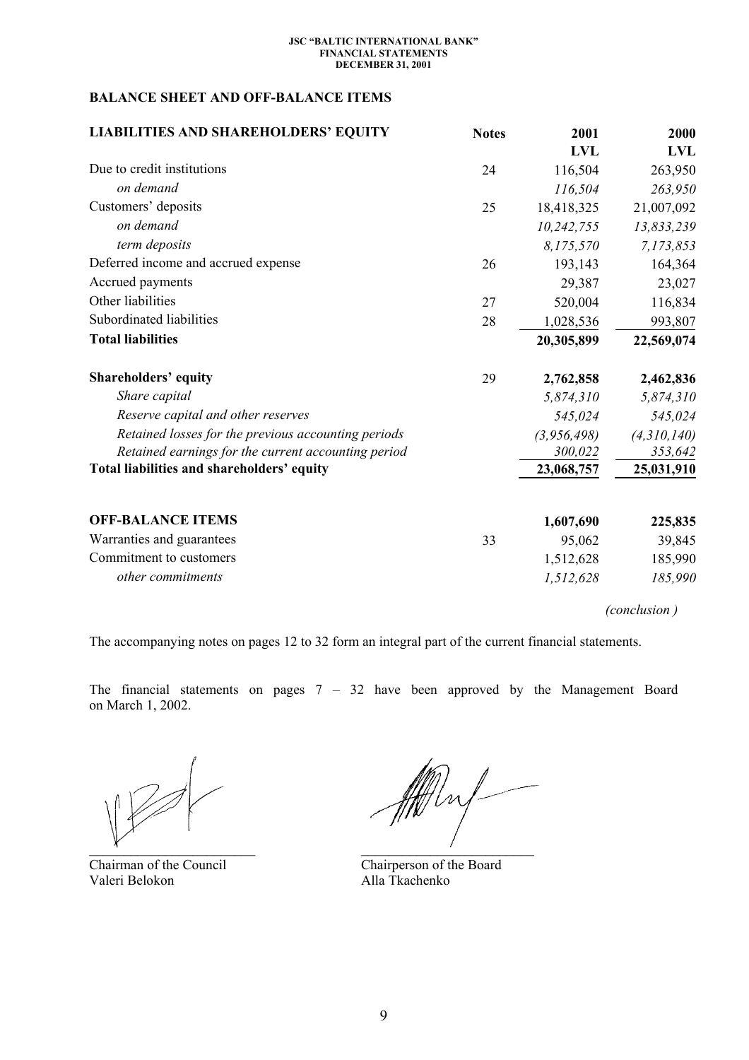## BALANCE SHEET AND OFF-BALANCE ITEMS

| LIABILITIES AND SHAREHOLDERS' EQUITY | Notes | 2001 LVL | 2000 LVL |
|---|---|---|---|
| Due to credit institutions | 24 | 116,504 | 263,950 |
| *on demand* | | *116,504* | *263,950* |
| Customers' deposits | 25 | 18,418,325 | 21,007,092 |
| *on demand* | | *10,242,755* | *13,833,239* |
| *term deposits* | | *8,175,570* | *7,173,853* |
| Deferred income and accrued expense | 26 | 193,143 | 164,364 |
| Accrued payments | | 29,387 | 23,027 |
| Other liabilities | 27 | 520,004 | 116,834 |
| Subordinated liabilities | 28 | 1,028,536 | 993,807 |
| **Total liabilities** | | **20,305,899** | **22,569,074** |
| **Shareholders' equity** | 29 | **2,762,858** | **2,462,836** |
| *Share capital* | | *5,874,310* | *5,874,310* |
| *Reserve capital and other reserves* | | *545,024* | *545,024* |
| *Retained losses for the previous accounting periods* | | *(3,956,498)* | *(4,310,140)* |
| *Retained earnings for the current accounting period* | | *300,022* | *353,642* |
| **Total liabilities and shareholders' equity** | | **23,068,757** | **25,031,910** |
| **OFF-BALANCE ITEMS** | | **1,607,690** | **225,835** |
| Warranties and guarantees | 33 | 95,062 | 39,845 |
| Commitment to customers | | 1,512,628 | 185,990 |
| *other commitments* | | *1,512,628* | *185,990* |

*(conclusion )*

The accompanying notes on pages 12 to 32 form an integral part of the current financial statements.

The financial statements on pages 7 – 32 have been approved by the Management Board on March 1, 2002.

Chairman of the Council
Valeri Belokon

Chairperson of the Board
Alla Tkachenko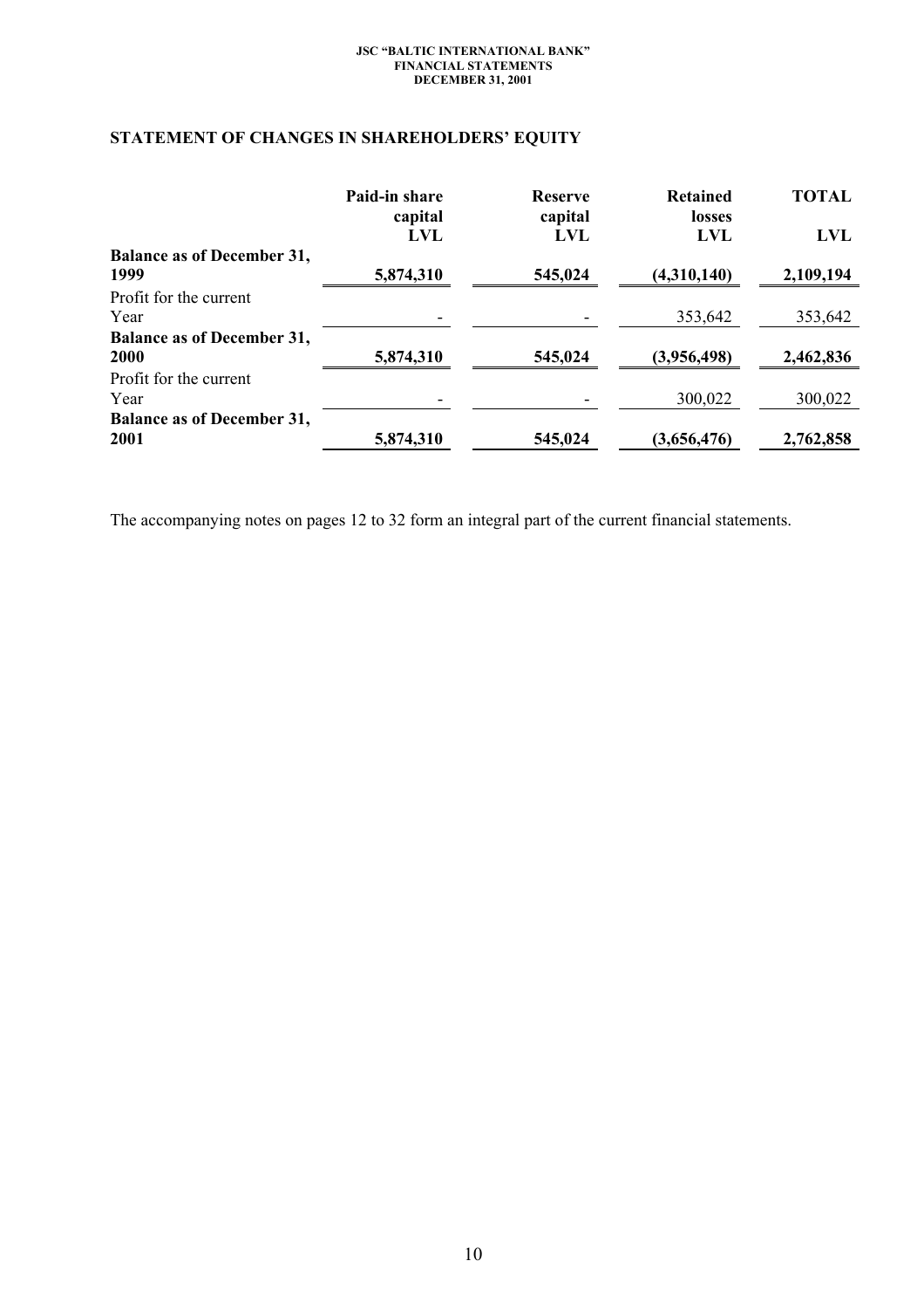## STATEMENT OF CHANGES IN SHAREHOLDERS' EQUITY

| | Paid-in share capital LVL | Reserve capital LVL | Retained losses LVL | TOTAL LVL |
|---|---|---|---|---|
| **Balance as of December 31, 1999** | **5,874,310** | **545,024** | **(4,310,140)** | **2,109,194** |
| Profit for the current Year | - | - | 353,642 | 353,642 |
| **Balance as of December 31, 2000** | **5,874,310** | **545,024** | **(3,956,498)** | **2,462,836** |
| Profit for the current Year | - | - | 300,022 | 300,022 |
| **Balance as of December 31, 2001** | **5,874,310** | **545,024** | **(3,656,476)** | **2,762,858** |

The accompanying notes on pages 12 to 32 form an integral part of the current financial statements.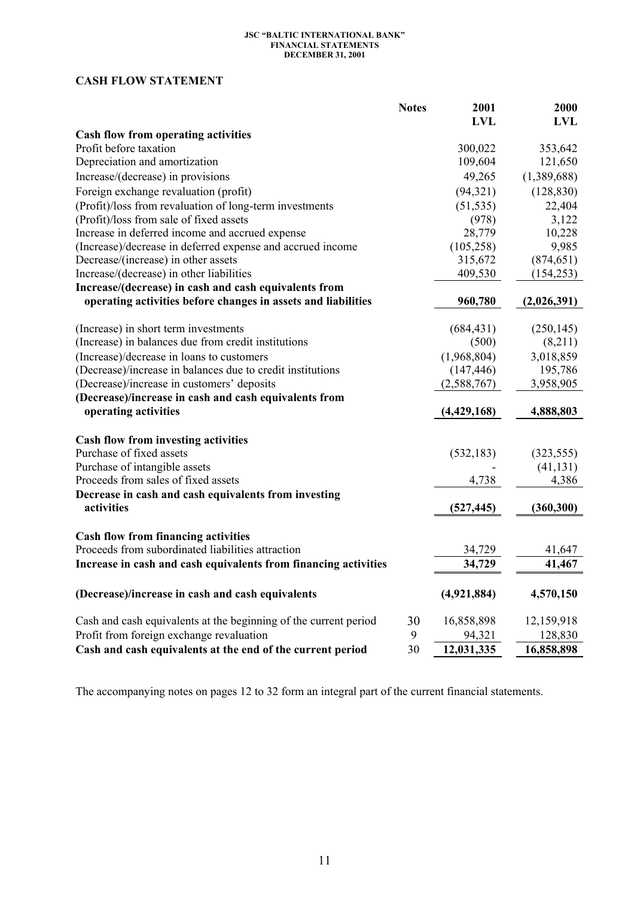JSC "BALTIC INTERNATIONAL BANK"
FINANCIAL STATEMENTS
DECEMBER 31, 2001

## CASH FLOW STATEMENT

| | Notes | 2001 LVL | 2000 LVL |
|---|---|---|---|
| **Cash flow from operating activities** | | | |
| Profit before taxation | | 300,022 | 353,642 |
| Depreciation and amortization | | 109,604 | 121,650 |
| Increase/(decrease) in provisions | | 49,265 | (1,389,688) |
| Foreign exchange revaluation (profit) | | (94,321) | (128,830) |
| (Profit)/loss from revaluation of long-term investments | | (51,535) | 22,404 |
| (Profit)/loss from sale of fixed assets | | (978) | 3,122 |
| Increase in deferred income and accrued expense | | 28,779 | 10,228 |
| (Increase)/decrease in deferred expense and accrued income | | (105,258) | 9,985 |
| Decrease/(increase) in other assets | | 315,672 | (874,651) |
| Increase/(decrease) in other liabilities | | 409,530 | (154,253) |
| **Increase/(decrease) in cash and cash equivalents from operating activities before changes in assets and liabilities** | | **960,780** | **(2,026,391)** |
| (Increase) in short term investments | | (684,431) | (250,145) |
| (Increase) in balances due from credit institutions | | (500) | (8,211) |
| (Increase)/decrease in loans to customers | | (1,968,804) | 3,018,859 |
| (Decrease)/increase in balances due to credit institutions | | (147,446) | 195,786 |
| (Decrease)/increase in customers' deposits | | (2,588,767) | 3,958,905 |
| **(Decrease)/increase in cash and cash equivalents from operating activities** | | **(4,429,168)** | **4,888,803** |
| **Cash flow from investing activities** | | | |
| Purchase of fixed assets | | (532,183) | (323,555) |
| Purchase of intangible assets | | - | (41,131) |
| Proceeds from sales of fixed assets | | 4,738 | 4,386 |
| **Decrease in cash and cash equivalents from investing activities** | | **(527,445)** | **(360,300)** |
| **Cash flow from financing activities** | | | |
| Proceeds from subordinated liabilities attraction | | 34,729 | 41,647 |
| **Increase in cash and cash equivalents from financing activities** | | **34,729** | **41,467** |
| **(Decrease)/increase in cash and cash equivalents** | | **(4,921,884)** | **4,570,150** |
| Cash and cash equivalents at the beginning of the current period | 30 | 16,858,898 | 12,159,918 |
| Profit from foreign exchange revaluation | 9 | 94,321 | 128,830 |
| **Cash and cash equivalents at the end of the current period** | 30 | **12,031,335** | **16,858,898** |

The accompanying notes on pages 12 to 32 form an integral part of the current financial statements.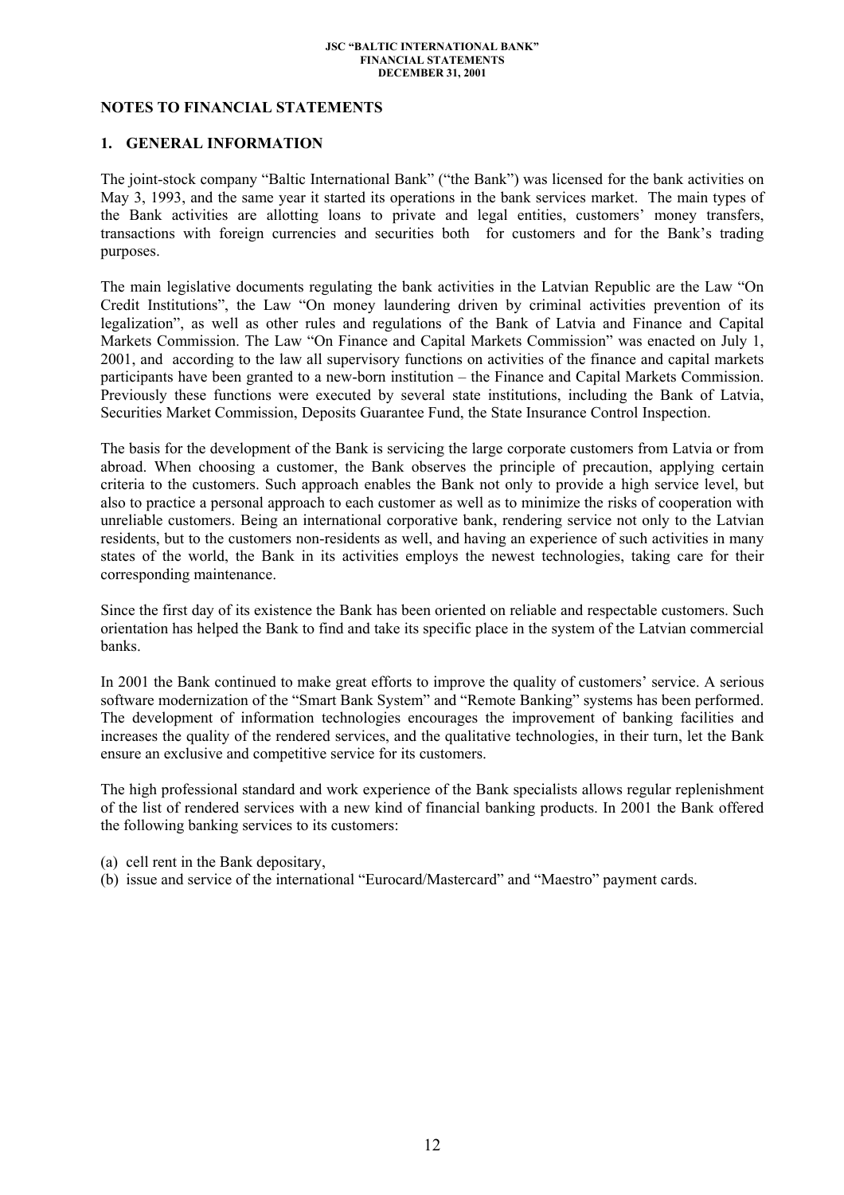## NOTES TO FINANCIAL STATEMENTS

### 1. GENERAL INFORMATION

The joint-stock company "Baltic International Bank" ("the Bank") was licensed for the bank activities on May 3, 1993, and the same year it started its operations in the bank services market. The main types of the Bank activities are allotting loans to private and legal entities, customers' money transfers, transactions with foreign currencies and securities both for customers and for the Bank's trading purposes.

The main legislative documents regulating the bank activities in the Latvian Republic are the Law "On Credit Institutions", the Law "On money laundering driven by criminal activities prevention of its legalization", as well as other rules and regulations of the Bank of Latvia and Finance and Capital Markets Commission. The Law "On Finance and Capital Markets Commission" was enacted on July 1, 2001, and according to the law all supervisory functions on activities of the finance and capital markets participants have been granted to a new-born institution – the Finance and Capital Markets Commission. Previously these functions were executed by several state institutions, including the Bank of Latvia, Securities Market Commission, Deposits Guarantee Fund, the State Insurance Control Inspection.

The basis for the development of the Bank is servicing the large corporate customers from Latvia or from abroad. When choosing a customer, the Bank observes the principle of precaution, applying certain criteria to the customers. Such approach enables the Bank not only to provide a high service level, but also to practice a personal approach to each customer as well as to minimize the risks of cooperation with unreliable customers. Being an international corporative bank, rendering service not only to the Latvian residents, but to the customers non-residents as well, and having an experience of such activities in many states of the world, the Bank in its activities employs the newest technologies, taking care for their corresponding maintenance.

Since the first day of its existence the Bank has been oriented on reliable and respectable customers. Such orientation has helped the Bank to find and take its specific place in the system of the Latvian commercial banks.

In 2001 the Bank continued to make great efforts to improve the quality of customers' service. A serious software modernization of the "Smart Bank System" and "Remote Banking" systems has been performed. The development of information technologies encourages the improvement of banking facilities and increases the quality of the rendered services, and the qualitative technologies, in their turn, let the Bank ensure an exclusive and competitive service for its customers.

The high professional standard and work experience of the Bank specialists allows regular replenishment of the list of rendered services with a new kind of financial banking products. In 2001 the Bank offered the following banking services to its customers:

(a) cell rent in the Bank depositary,
(b) issue and service of the international "Eurocard/Mastercard" and "Maestro" payment cards.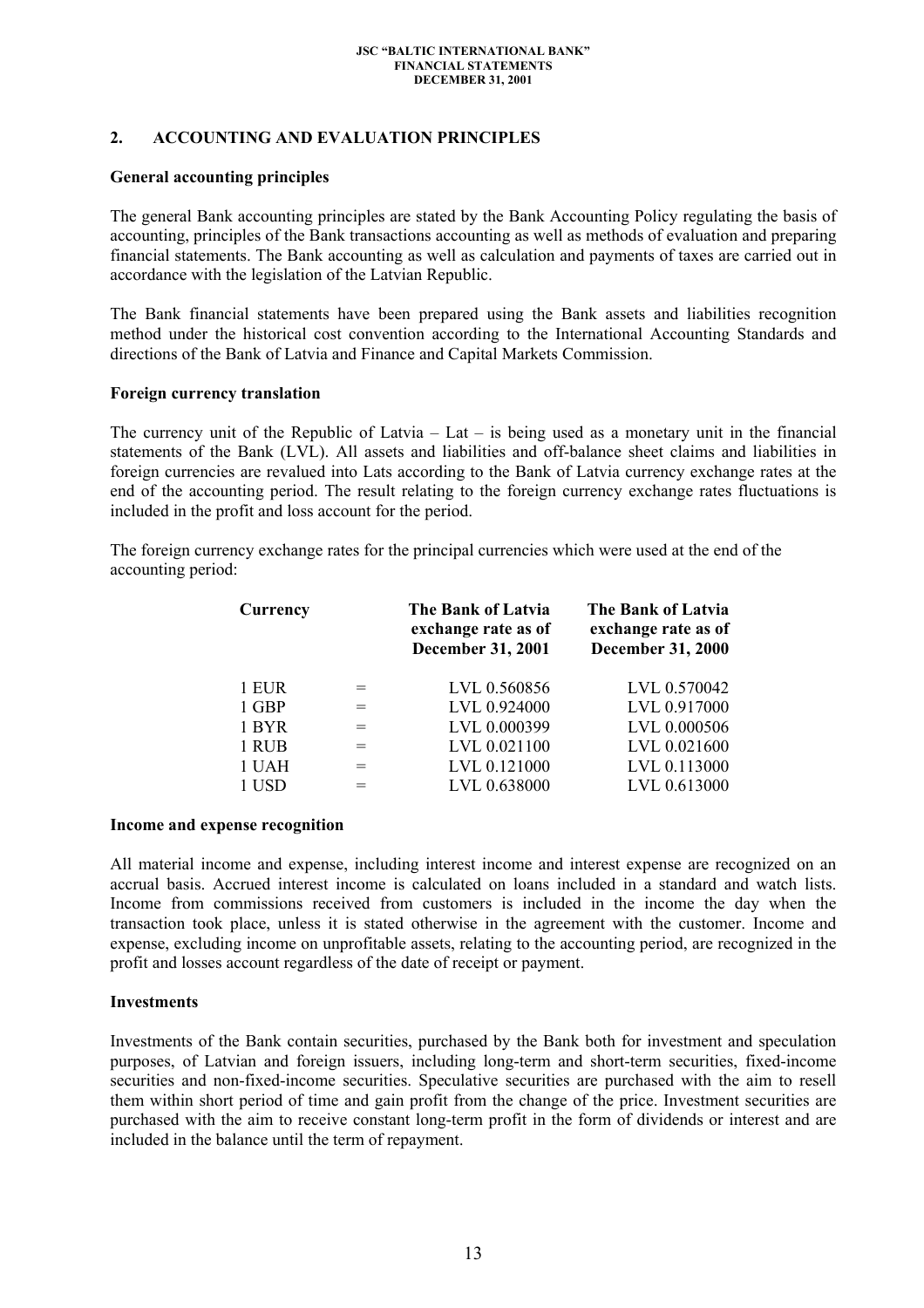## 2. ACCOUNTING AND EVALUATION PRINCIPLES

### General accounting principles

The general Bank accounting principles are stated by the Bank Accounting Policy regulating the basis of accounting, principles of the Bank transactions accounting as well as methods of evaluation and preparing financial statements. The Bank accounting as well as calculation and payments of taxes are carried out in accordance with the legislation of the Latvian Republic.

The Bank financial statements have been prepared using the Bank assets and liabilities recognition method under the historical cost convention according to the International Accounting Standards and directions of the Bank of Latvia and Finance and Capital Markets Commission.

### Foreign currency translation

The currency unit of the Republic of Latvia – Lat – is being used as a monetary unit in the financial statements of the Bank (LVL). All assets and liabilities and off-balance sheet claims and liabilities in foreign currencies are revalued into Lats according to the Bank of Latvia currency exchange rates at the end of the accounting period. The result relating to the foreign currency exchange rates fluctuations is included in the profit and loss account for the period.

The foreign currency exchange rates for the principal currencies which were used at the end of the accounting period:

| Currency | | The Bank of Latvia exchange rate as of December 31, 2001 | The Bank of Latvia exchange rate as of December 31, 2000 |
|---|---|---|---|
| 1 EUR | = | LVL 0.560856 | LVL 0.570042 |
| 1 GBP | = | LVL 0.924000 | LVL 0.917000 |
| 1 BYR | = | LVL 0.000399 | LVL 0.000506 |
| 1 RUB | = | LVL 0.021100 | LVL 0.021600 |
| 1 UAH | = | LVL 0.121000 | LVL 0.113000 |
| 1 USD | = | LVL 0.638000 | LVL 0.613000 |

### Income and expense recognition

All material income and expense, including interest income and interest expense are recognized on an accrual basis. Accrued interest income is calculated on loans included in a standard and watch lists. Income from commissions received from customers is included in the income the day when the transaction took place, unless it is stated otherwise in the agreement with the customer. Income and expense, excluding income on unprofitable assets, relating to the accounting period, are recognized in the profit and losses account regardless of the date of receipt or payment.

### Investments

Investments of the Bank contain securities, purchased by the Bank both for investment and speculation purposes, of Latvian and foreign issuers, including long-term and short-term securities, fixed-income securities and non-fixed-income securities. Speculative securities are purchased with the aim to resell them within short period of time and gain profit from the change of the price. Investment securities are purchased with the aim to receive constant long-term profit in the form of dividends or interest and are included in the balance until the term of repayment.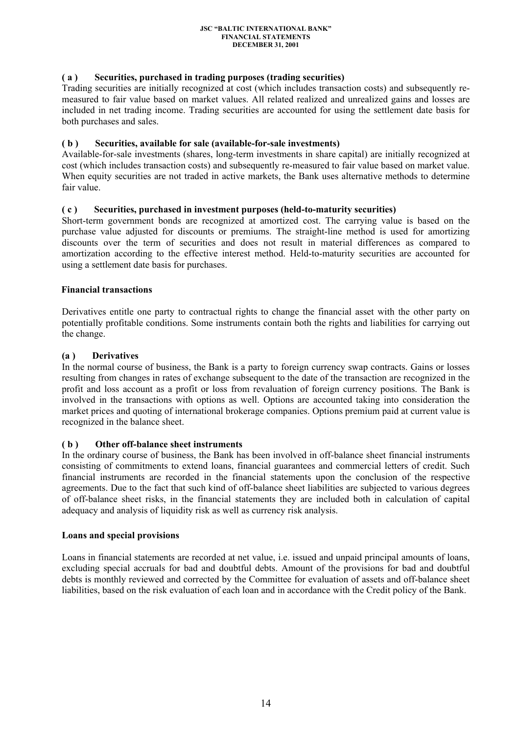**( a ) Securities, purchased in trading purposes (trading securities)**

Trading securities are initially recognized at cost (which includes transaction costs) and subsequently re-measured to fair value based on market values. All related realized and unrealized gains and losses are included in net trading income. Trading securities are accounted for using the settlement date basis for both purchases and sales.

**( b ) Securities, available for sale (available-for-sale investments)**

Available-for-sale investments (shares, long-term investments in share capital) are initially recognized at cost (which includes transaction costs) and subsequently re-measured to fair value based on market value. When equity securities are not traded in active markets, the Bank uses alternative methods to determine fair value.

**( c ) Securities, purchased in investment purposes (held-to-maturity securities)**

Short-term government bonds are recognized at amortized cost. The carrying value is based on the purchase value adjusted for discounts or premiums. The straight-line method is used for amortizing discounts over the term of securities and does not result in material differences as compared to amortization according to the effective interest method. Held-to-maturity securities are accounted for using a settlement date basis for purchases.

**Financial transactions**

Derivatives entitle one party to contractual rights to change the financial asset with the other party on potentially profitable conditions. Some instruments contain both the rights and liabilities for carrying out the change.

**(a ) Derivatives**

In the normal course of business, the Bank is a party to foreign currency swap contracts. Gains or losses resulting from changes in rates of exchange subsequent to the date of the transaction are recognized in the profit and loss account as a profit or loss from revaluation of foreign currency positions. The Bank is involved in the transactions with options as well. Options are accounted taking into consideration the market prices and quoting of international brokerage companies. Options premium paid at current value is recognized in the balance sheet.

**( b ) Other off-balance sheet instruments**

In the ordinary course of business, the Bank has been involved in off-balance sheet financial instruments consisting of commitments to extend loans, financial guarantees and commercial letters of credit. Such financial instruments are recorded in the financial statements upon the conclusion of the respective agreements. Due to the fact that such kind of off-balance sheet liabilities are subjected to various degrees of off-balance sheet risks, in the financial statements they are included both in calculation of capital adequacy and analysis of liquidity risk as well as currency risk analysis.

**Loans and special provisions**

Loans in financial statements are recorded at net value, i.e. issued and unpaid principal amounts of loans, excluding special accruals for bad and doubtful debts. Amount of the provisions for bad and doubtful debts is monthly reviewed and corrected by the Committee for evaluation of assets and off-balance sheet liabilities, based on the risk evaluation of each loan and in accordance with the Credit policy of the Bank.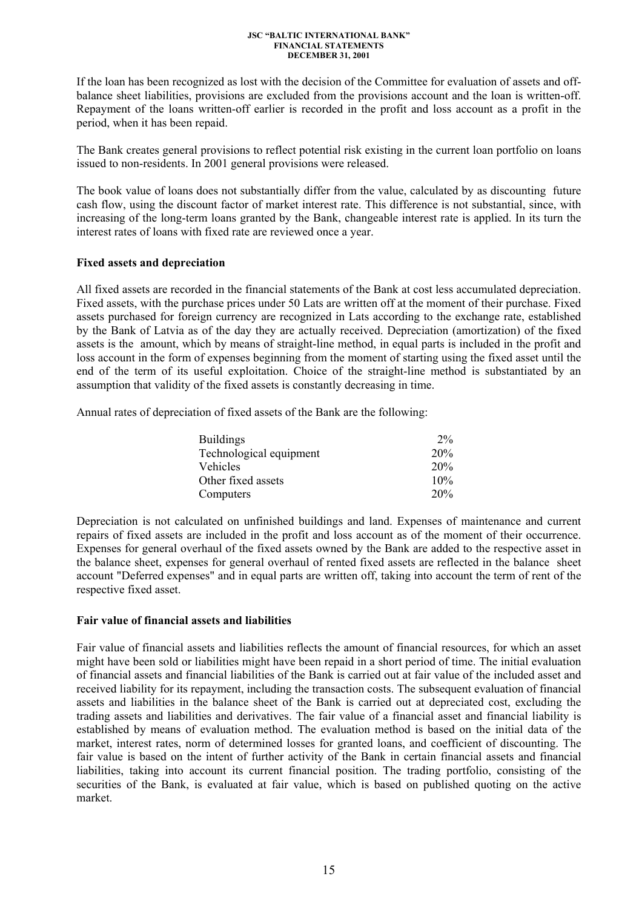If the loan has been recognized as lost with the decision of the Committee for evaluation of assets and off-balance sheet liabilities, provisions are excluded from the provisions account and the loan is written-off. Repayment of the loans written-off earlier is recorded in the profit and loss account as a profit in the period, when it has been repaid.

The Bank creates general provisions to reflect potential risk existing in the current loan portfolio on loans issued to non-residents. In 2001 general provisions were released.

The book value of loans does not substantially differ from the value, calculated by as discounting future cash flow, using the discount factor of market interest rate. This difference is not substantial, since, with increasing of the long-term loans granted by the Bank, changeable interest rate is applied. In its turn the interest rates of loans with fixed rate are reviewed once a year.

**Fixed assets and depreciation**

All fixed assets are recorded in the financial statements of the Bank at cost less accumulated depreciation. Fixed assets, with the purchase prices under 50 Lats are written off at the moment of their purchase. Fixed assets purchased for foreign currency are recognized in Lats according to the exchange rate, established by the Bank of Latvia as of the day they are actually received. Depreciation (amortization) of the fixed assets is the amount, which by means of straight-line method, in equal parts is included in the profit and loss account in the form of expenses beginning from the moment of starting using the fixed asset until the end of the term of its useful exploitation. Choice of the straight-line method is substantiated by an assumption that validity of the fixed assets is constantly decreasing in time.

Annual rates of depreciation of fixed assets of the Bank are the following:

| | |
|---|---|
| Buildings | 2% |
| Technological equipment | 20% |
| Vehicles | 20% |
| Other fixed assets | 10% |
| Computers | 20% |

Depreciation is not calculated on unfinished buildings and land. Expenses of maintenance and current repairs of fixed assets are included in the profit and loss account as of the moment of their occurrence. Expenses for general overhaul of the fixed assets owned by the Bank are added to the respective asset in the balance sheet, expenses for general overhaul of rented fixed assets are reflected in the balance sheet account "Deferred expenses" and in equal parts are written off, taking into account the term of rent of the respective fixed asset.

**Fair value of financial assets and liabilities**

Fair value of financial assets and liabilities reflects the amount of financial resources, for which an asset might have been sold or liabilities might have been repaid in a short period of time. The initial evaluation of financial assets and financial liabilities of the Bank is carried out at fair value of the included asset and received liability for its repayment, including the transaction costs. The subsequent evaluation of financial assets and liabilities in the balance sheet of the Bank is carried out at depreciated cost, excluding the trading assets and liabilities and derivatives. The fair value of a financial asset and financial liability is established by means of evaluation method. The evaluation method is based on the initial data of the market, interest rates, norm of determined losses for granted loans, and coefficient of discounting. The fair value is based on the intent of further activity of the Bank in certain financial assets and financial liabilities, taking into account its current financial position. The trading portfolio, consisting of the securities of the Bank, is evaluated at fair value, which is based on published quoting on the active market.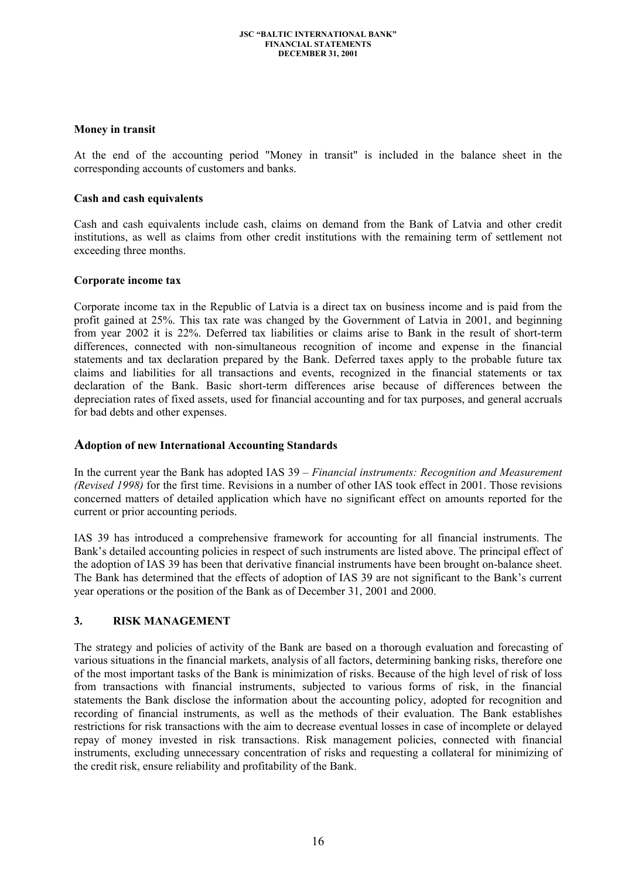**Money in transit**

At the end of the accounting period "Money in transit" is included in the balance sheet in the corresponding accounts of customers and banks.

**Cash and cash equivalents**

Cash and cash equivalents include cash, claims on demand from the Bank of Latvia and other credit institutions, as well as claims from other credit institutions with the remaining term of settlement not exceeding three months.

**Corporate income tax**

Corporate income tax in the Republic of Latvia is a direct tax on business income and is paid from the profit gained at 25%. This tax rate was changed by the Government of Latvia in 2001, and beginning from year 2002 it is 22%. Deferred tax liabilities or claims arise to Bank in the result of short-term differences, connected with non-simultaneous recognition of income and expense in the financial statements and tax declaration prepared by the Bank. Deferred taxes apply to the probable future tax claims and liabilities for all transactions and events, recognized in the financial statements or tax declaration of the Bank. Basic short-term differences arise because of differences between the depreciation rates of fixed assets, used for financial accounting and for tax purposes, and general accruals for bad debts and other expenses.

**Adoption of new International Accounting Standards**

In the current year the Bank has adopted IAS 39 – *Financial instruments: Recognition and Measurement (Revised 1998)* for the first time. Revisions in a number of other IAS took effect in 2001. Those revisions concerned matters of detailed application which have no significant effect on amounts reported for the current or prior accounting periods.

IAS 39 has introduced a comprehensive framework for accounting for all financial instruments. The Bank's detailed accounting policies in respect of such instruments are listed above. The principal effect of the adoption of IAS 39 has been that derivative financial instruments have been brought on-balance sheet. The Bank has determined that the effects of adoption of IAS 39 are not significant to the Bank's current year operations or the position of the Bank as of December 31, 2001 and 2000.

## 3. RISK MANAGEMENT

The strategy and policies of activity of the Bank are based on a thorough evaluation and forecasting of various situations in the financial markets, analysis of all factors, determining banking risks, therefore one of the most important tasks of the Bank is minimization of risks. Because of the high level of risk of loss from transactions with financial instruments, subjected to various forms of risk, in the financial statements the Bank disclose the information about the accounting policy, adopted for recognition and recording of financial instruments, as well as the methods of their evaluation. The Bank establishes restrictions for risk transactions with the aim to decrease eventual losses in case of incomplete or delayed repay of money invested in risk transactions. Risk management policies, connected with financial instruments, excluding unnecessary concentration of risks and requesting a collateral for minimizing of the credit risk, ensure reliability and profitability of the Bank.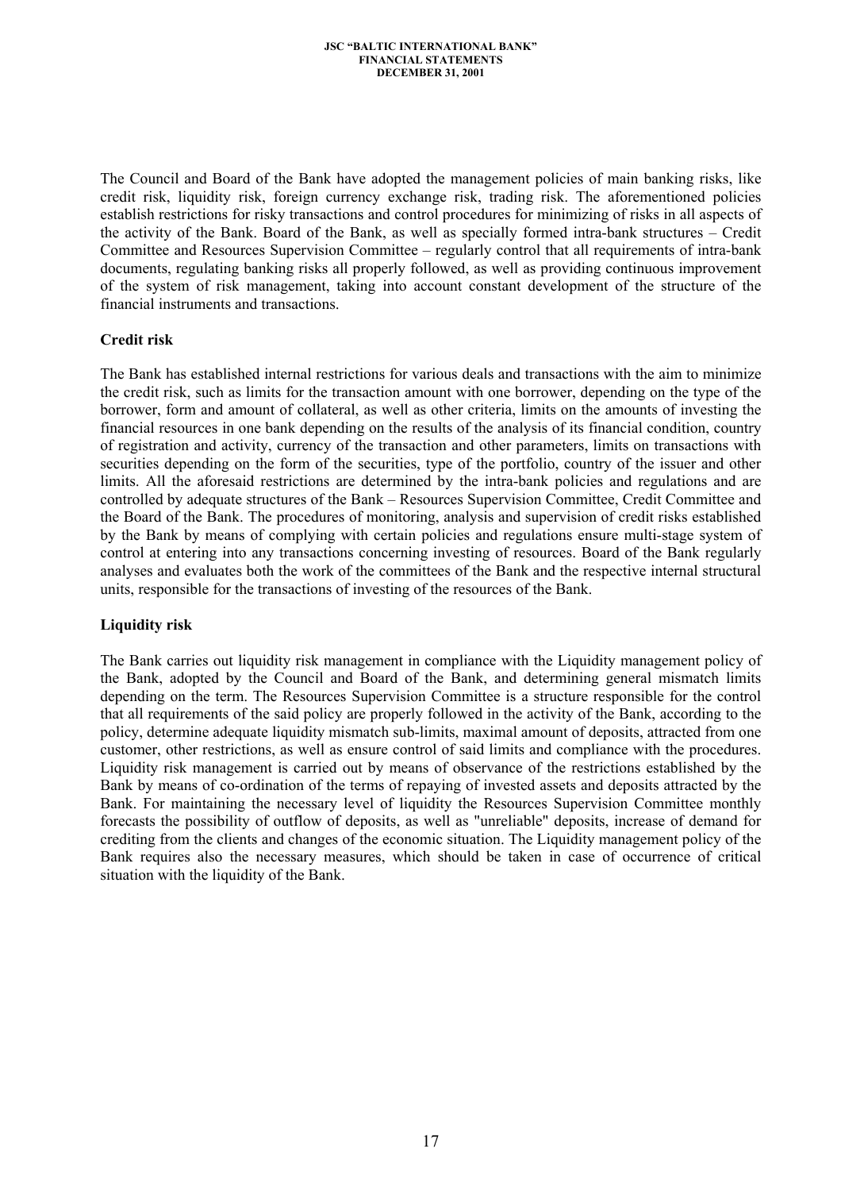The Council and Board of the Bank have adopted the management policies of main banking risks, like credit risk, liquidity risk, foreign currency exchange risk, trading risk. The aforementioned policies establish restrictions for risky transactions and control procedures for minimizing of risks in all aspects of the activity of the Bank. Board of the Bank, as well as specially formed intra-bank structures – Credit Committee and Resources Supervision Committee – regularly control that all requirements of intra-bank documents, regulating banking risks all properly followed, as well as providing continuous improvement of the system of risk management, taking into account constant development of the structure of the financial instruments and transactions.

**Credit risk**

The Bank has established internal restrictions for various deals and transactions with the aim to minimize the credit risk, such as limits for the transaction amount with one borrower, depending on the type of the borrower, form and amount of collateral, as well as other criteria, limits on the amounts of investing the financial resources in one bank depending on the results of the analysis of its financial condition, country of registration and activity, currency of the transaction and other parameters, limits on transactions with securities depending on the form of the securities, type of the portfolio, country of the issuer and other limits. All the aforesaid restrictions are determined by the intra-bank policies and regulations and are controlled by adequate structures of the Bank – Resources Supervision Committee, Credit Committee and the Board of the Bank. The procedures of monitoring, analysis and supervision of credit risks established by the Bank by means of complying with certain policies and regulations ensure multi-stage system of control at entering into any transactions concerning investing of resources. Board of the Bank regularly analyses and evaluates both the work of the committees of the Bank and the respective internal structural units, responsible for the transactions of investing of the resources of the Bank.

**Liquidity risk**

The Bank carries out liquidity risk management in compliance with the Liquidity management policy of the Bank, adopted by the Council and Board of the Bank, and determining general mismatch limits depending on the term. The Resources Supervision Committee is a structure responsible for the control that all requirements of the said policy are properly followed in the activity of the Bank, according to the policy, determine adequate liquidity mismatch sub-limits, maximal amount of deposits, attracted from one customer, other restrictions, as well as ensure control of said limits and compliance with the procedures. Liquidity risk management is carried out by means of observance of the restrictions established by the Bank by means of co-ordination of the terms of repaying of invested assets and deposits attracted by the Bank. For maintaining the necessary level of liquidity the Resources Supervision Committee monthly forecasts the possibility of outflow of deposits, as well as "unreliable" deposits, increase of demand for crediting from the clients and changes of the economic situation. The Liquidity management policy of the Bank requires also the necessary measures, which should be taken in case of occurrence of critical situation with the liquidity of the Bank.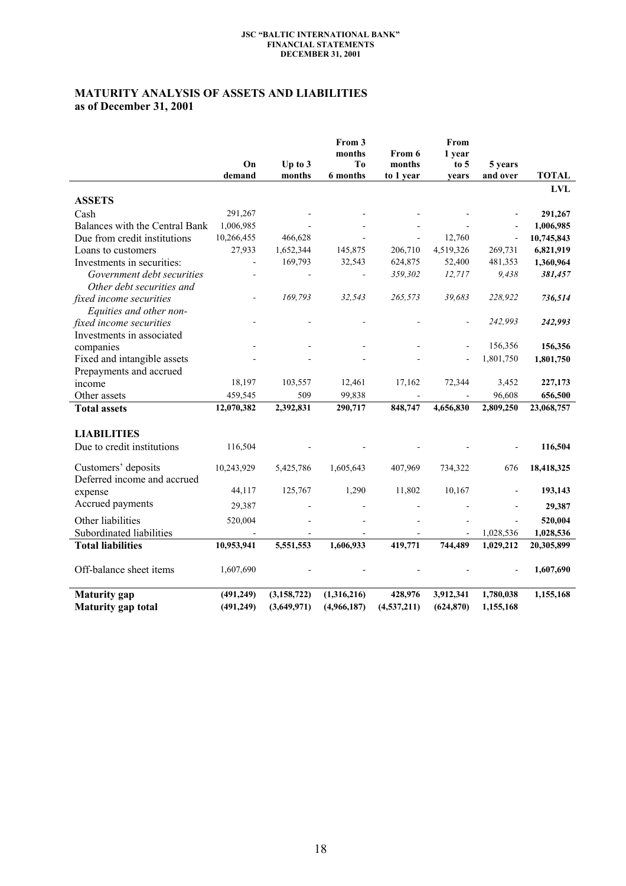## MATURITY ANALYSIS OF ASSETS AND LIABILITIES
## as of December 31, 2001

| | On demand | Up to 3 months | From 3 months To 6 months | From 6 months to 1 year | From 1 year to 5 years | 5 years and over | TOTAL |
|---|---|---|---|---|---|---|---|
| | | | | | | | **LVL** |
| **ASSETS** | | | | | | | |
| Cash | 291,267 | - | - | - | - | - | **291,267** |
| Balances with the Central Bank | 1,006,985 | - | - | - | - | - | **1,006,985** |
| Due from credit institutions | 10,266,455 | 466,628 | - | - | 12,760 | - | **10,745,843** |
| Loans to customers | 27,933 | 1,652,344 | 145,875 | 206,710 | 4,519,326 | 269,731 | **6,821,919** |
| Investments in securities: | - | 169,793 | 32,543 | 624,875 | 52,400 | 481,353 | **1,360,964** |
| *Government debt securities* | - | - | - | *359,302* | *12,717* | *9,438* | ***381,457*** |
| *Other debt securities and fixed income securities* | - | *169,793* | *32,543* | *265,573* | *39,683* | *228,922* | ***736,514*** |
| *Equities and other non-fixed income securities* | - | - | - | - | - | *242,993* | ***242,993*** |
| Investments in associated companies | - | - | - | - | - | 156,356 | **156,356** |
| Fixed and intangible assets | - | - | - | - | - | 1,801,750 | **1,801,750** |
| Prepayments and accrued income | 18,197 | 103,557 | 12,461 | 17,162 | 72,344 | 3,452 | **227,173** |
| Other assets | 459,545 | 509 | 99,838 | - | - | 96,608 | **656,500** |
| **Total assets** | **12,070,382** | **2,392,831** | **290,717** | **848,747** | **4,656,830** | **2,809,250** | **23,068,757** |
| **LIABILITIES** | | | | | | | |
| Due to credit institutions | 116,504 | - | - | - | - | - | **116,504** |
| Customers' deposits | 10,243,929 | 5,425,786 | 1,605,643 | 407,969 | 734,322 | 676 | **18,418,325** |
| Deferred income and accrued expense | 44,117 | 125,767 | 1,290 | 11,802 | 10,167 | - | **193,143** |
| Accrued payments | 29,387 | - | - | - | - | - | **29,387** |
| Other liabilities | 520,004 | - | - | - | - | - | **520,004** |
| Subordinated liabilities | - | - | - | - | - | 1,028,536 | **1,028,536** |
| **Total liabilities** | **10,953,941** | **5,551,553** | **1,606,933** | **419,771** | **744,489** | **1,029,212** | **20,305,899** |
| Off-balance sheet items | 1,607,690 | - | - | - | - | - | **1,607,690** |
| **Maturity gap** | **(491,249)** | **(3,158,722)** | **(1,316,216)** | **428,976** | **3,912,341** | **1,780,038** | **1,155,168** |
| **Maturity gap total** | **(491,249)** | **(3,649,971)** | **(4,966,187)** | **(4,537,211)** | **(624,870)** | **1,155,168** | |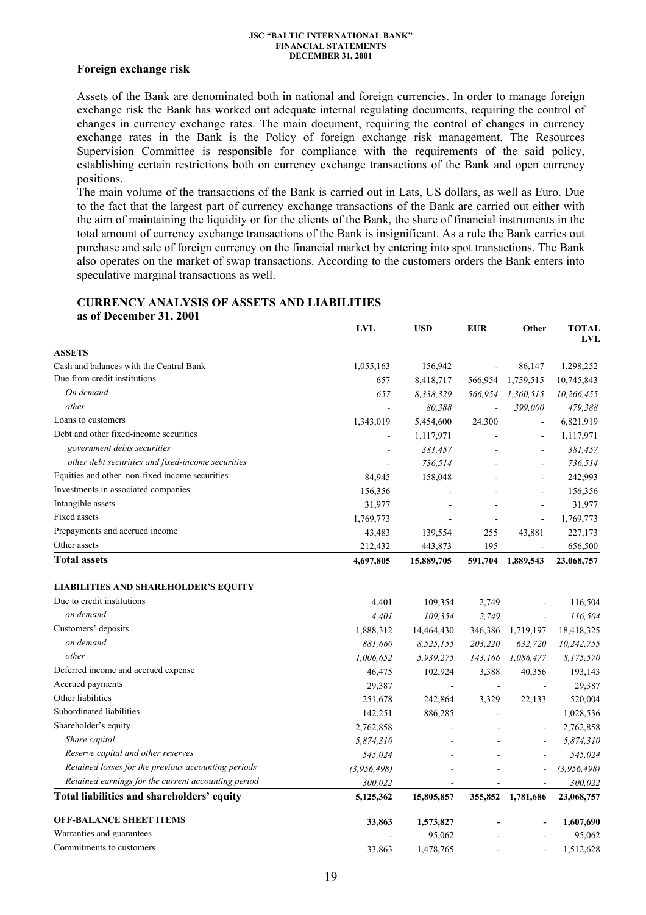### Foreign exchange risk

Assets of the Bank are denominated both in national and foreign currencies. In order to manage foreign exchange risk the Bank has worked out adequate internal regulating documents, requiring the control of changes in currency exchange rates. The main document, requiring the control of changes in currency exchange rates in the Bank is the Policy of foreign exchange risk management. The Resources Supervision Committee is responsible for compliance with the requirements of the said policy, establishing certain restrictions both on currency exchange transactions of the Bank and open currency positions.

The main volume of the transactions of the Bank is carried out in Lats, US dollars, as well as Euro. Due to the fact that the largest part of currency exchange transactions of the Bank are carried out either with the aim of maintaining the liquidity or for the clients of the Bank, the share of financial instruments in the total amount of currency exchange transactions of the Bank is insignificant. As a rule the Bank carries out purchase and sale of foreign currency on the financial market by entering into spot transactions. The Bank also operates on the market of swap transactions. According to the customers orders the Bank enters into speculative marginal transactions as well.

## CURRENCY ANALYSIS OF ASSETS AND LIABILITIES
**as of December 31, 2001**

| | LVL | USD | EUR | Other | TOTAL LVL |
|---|---|---|---|---|---|
| **ASSETS** | | | | | |
| Cash and balances with the Central Bank | 1,055,163 | 156,942 | - | 86,147 | 1,298,252 |
| Due from credit institutions | 657 | 8,418,717 | 566,954 | 1,759,515 | 10,745,843 |
| *On demand* | *657* | *8,338,329* | *566,954* | *1,360,515* | *10,266,455* |
| *other* | - | *80,388* | - | *399,000* | *479,388* |
| Loans to customers | 1,343,019 | 5,454,600 | 24,300 | - | 6,821,919 |
| Debt and other fixed-income securities | - | 1,117,971 | - | - | 1,117,971 |
| *government debts securities* | - | *381,457* | - | - | *381,457* |
| *other debt securities and fixed-income securities* | - | *736,514* | - | - | *736,514* |
| Equities and other non-fixed income securities | 84,945 | 158,048 | - | - | 242,993 |
| Investments in associated companies | 156,356 | - | - | - | 156,356 |
| Intangible assets | 31,977 | - | - | - | 31,977 |
| Fixed assets | 1,769,773 | - | - | - | 1,769,773 |
| Prepayments and accrued income | 43,483 | 139,554 | 255 | 43,881 | 227,173 |
| Other assets | 212,432 | 443,873 | 195 | - | 656,500 |
| **Total assets** | **4,697,805** | **15,889,705** | **591,704** | **1,889,543** | **23,068,757** |
| **LIABILITIES AND SHAREHOLDER'S EQUITY** | | | | | |
| Due to credit institutions | 4,401 | 109,354 | 2,749 | - | 116,504 |
| *on demand* | *4,401* | *109,354* | *2,749* | - | *116,504* |
| Customers' deposits | 1,888,312 | 14,464,430 | 346,386 | 1,719,197 | 18,418,325 |
| *on demand* | *881,660* | *8,525,155* | *203,220* | *632,720* | *10,242,755* |
| *other* | *1,006,652* | *5,939,275* | *143,166* | *1,086,477* | *8,175,570* |
| Deferred income and accrued expense | 46,475 | 102,924 | 3,388 | 40,356 | 193,143 |
| Accrued payments | 29,387 | - | - | - | 29,387 |
| Other liabilities | 251,678 | 242,864 | 3,329 | 22,133 | 520,004 |
| Subordinated liabilities | 142,251 | 886,285 | - | | 1,028,536 |
| Shareholder's equity | 2,762,858 | - | - | - | 2,762,858 |
| *Share capital* | *5,874,310* | - | - | - | *5,874,310* |
| *Reserve capital and other reserves* | *545,024* | - | - | - | *545,024* |
| *Retained losses for the previous accounting periods* | *(3,956,498)* | - | - | - | *(3,956,498)* |
| *Retained earnings for the current accounting period* | *300,022* | - | - | - | *300,022* |
| **Total liabilities and shareholders' equity** | **5,125,362** | **15,805,857** | **355,852** | **1,781,686** | **23,068,757** |
| **OFF-BALANCE SHEET ITEMS** | **33,863** | **1,573,827** | **-** | **-** | **1,607,690** |
| Warranties and guarantees | - | 95,062 | - | - | 95,062 |
| Commitments to customers | 33,863 | 1,478,765 | - | - | 1,512,628 |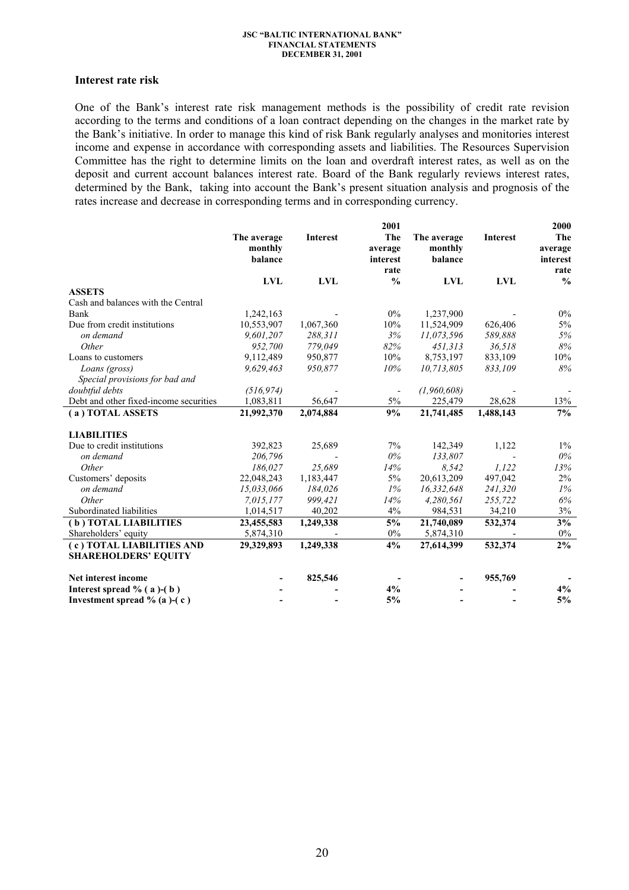## Interest rate risk

One of the Bank's interest rate risk management methods is the possibility of credit rate revision according to the terms and conditions of a loan contract depending on the changes in the market rate by the Bank's initiative. In order to manage this kind of risk Bank regularly analyses and monitories interest income and expense in accordance with corresponding assets and liabilities. The Resources Supervision Committee has the right to determine limits on the loan and overdraft interest rates, as well as on the deposit and current account balances interest rate. Board of the Bank regularly reviews interest rates, determined by the Bank, taking into account the Bank's present situation analysis and prognosis of the rates increase and decrease in corresponding terms and in corresponding currency.

| | | | 2001 | | | 2000 |
|---|---|---|---|---|---|---|
| | **The average monthly balance** | **Interest** | **The average interest rate** | **The average monthly balance** | **Interest** | **The average interest rate** |
| | **LVL** | **LVL** | **%** | **LVL** | **LVL** | **%** |
| **ASSETS** | | | | | | |
| Cash and balances with the Central Bank | 1,242,163 | - | 0% | 1,237,900 | - | 0% |
| Due from credit institutions | 10,553,907 | 1,067,360 | 10% | 11,524,909 | 626,406 | 5% |
| *on demand* | *9,601,207* | *288,311* | *3%* | *11,073,596* | *589,888* | *5%* |
| *Other* | *952,700* | *779,049* | *82%* | *451,313* | *36,518* | *8%* |
| Loans to customers | 9,112,489 | 950,877 | 10% | 8,753,197 | 833,109 | 10% |
| *Loans (gross)* | *9,629,463* | *950,877* | *10%* | *10,713,805* | *833,109* | *8%* |
| *Special provisions for bad and doubtful debts* | *(516,974)* | - | - | *(1,960,608)* | - | - |
| Debt and other fixed-income securities | 1,083,811 | 56,647 | 5% | 225,479 | 28,628 | 13% |
| **( a ) TOTAL ASSETS** | **21,992,370** | **2,074,884** | **9%** | **21,741,485** | **1,488,143** | **7%** |
| | | | | | | |
| **LIABILITIES** | | | | | | |
| Due to credit institutions | 392,823 | 25,689 | 7% | 142,349 | 1,122 | 1% |
| *on demand* | *206,796* | - | *0%* | *133,807* | - | *0%* |
| *Other* | *186,027* | *25,689* | *14%* | *8,542* | *1,122* | *13%* |
| Customers' deposits | 22,048,243 | 1,183,447 | 5% | 20,613,209 | 497,042 | 2% |
| *on demand* | *15,033,066* | *184,026* | *1%* | *16,332,648* | *241,320* | *1%* |
| *Other* | *7,015,177* | *999,421* | *14%* | *4,280,561* | *255,722* | *6%* |
| Subordinated liabilities | 1,014,517 | 40,202 | 4% | 984,531 | 34,210 | 3% |
| **( b ) TOTAL LIABILITIES** | **23,455,583** | **1,249,338** | **5%** | **21,740,089** | **532,374** | **3%** |
| Shareholders' equity | 5,874,310 | - | 0% | 5,874,310 | - | 0% |
| **( c ) TOTAL LIABILITIES AND SHAREHOLDERS' EQUITY** | **29,329,893** | **1,249,338** | **4%** | **27,614,399** | **532,374** | **2%** |
| | | | | | | |
| **Net interest income** | **-** | **825,546** | **-** | **-** | **955,769** | **-** |
| **Interest spread % ( a )-( b )** | **-** | **-** | **4%** | **-** | **-** | **4%** |
| **Investment spread % (a )-( c )** | **-** | **-** | **5%** | **-** | **-** | **5%** |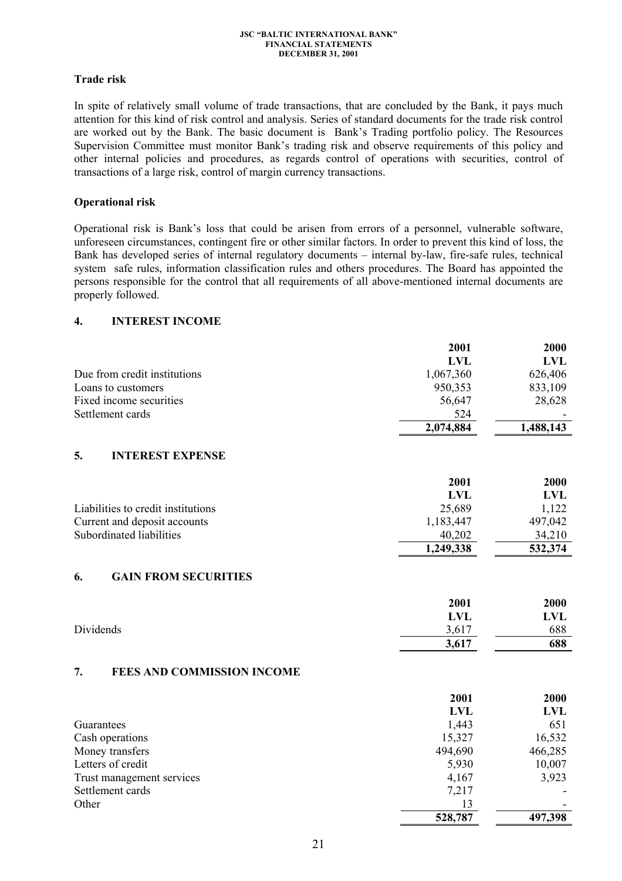### Trade risk

In spite of relatively small volume of trade transactions, that are concluded by the Bank, it pays much attention for this kind of risk control and analysis. Series of standard documents for the trade risk control are worked out by the Bank. The basic document is Bank's Trading portfolio policy. The Resources Supervision Committee must monitor Bank's trading risk and observe requirements of this policy and other internal policies and procedures, as regards control of operations with securities, control of transactions of a large risk, control of margin currency transactions.

### Operational risk

Operational risk is Bank's loss that could be arisen from errors of a personnel, vulnerable software, unforeseen circumstances, contingent fire or other similar factors. In order to prevent this kind of loss, the Bank has developed series of internal regulatory documents – internal by-law, fire-safe rules, technical system safe rules, information classification rules and others procedures. The Board has appointed the persons responsible for the control that all requirements of all above-mentioned internal documents are properly followed.

## 4. INTEREST INCOME

| | 2001 LVL | 2000 LVL |
|---|---|---|
| Due from credit institutions | 1,067,360 | 626,406 |
| Loans to customers | 950,353 | 833,109 |
| Fixed income securities | 56,647 | 28,628 |
| Settlement cards | 524 | - |
| | **2,074,884** | **1,488,143** |

## 5. INTEREST EXPENSE

| | 2001 LVL | 2000 LVL |
|---|---|---|
| Liabilities to credit institutions | 25,689 | 1,122 |
| Current and deposit accounts | 1,183,447 | 497,042 |
| Subordinated liabilities | 40,202 | 34,210 |
| | **1,249,338** | **532,374** |

## 6. GAIN FROM SECURITIES

| | 2001 LVL | 2000 LVL |
|---|---|---|
| Dividends | 3,617 | 688 |
| | **3,617** | **688** |

## 7. FEES AND COMMISSION INCOME

| | 2001 LVL | 2000 LVL |
|---|---|---|
| Guarantees | 1,443 | 651 |
| Cash operations | 15,327 | 16,532 |
| Money transfers | 494,690 | 466,285 |
| Letters of credit | 5,930 | 10,007 |
| Trust management services | 4,167 | 3,923 |
| Settlement cards | 7,217 | - |
| Other | 13 | - |
| | **528,787** | **497,398** |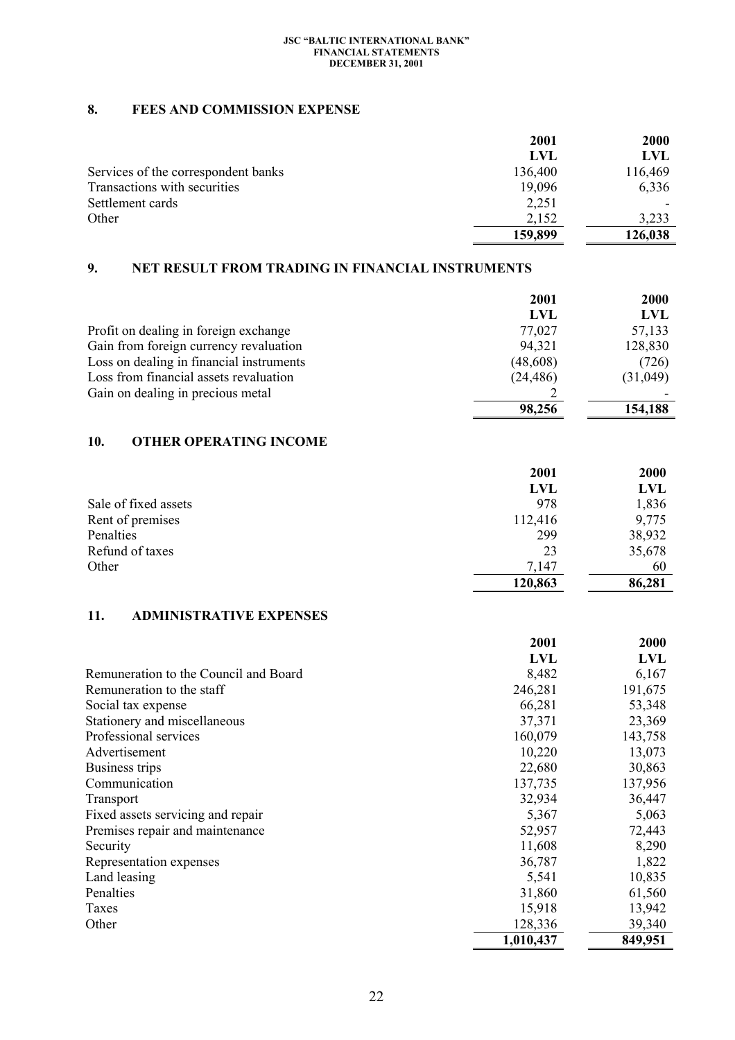## 8. FEES AND COMMISSION EXPENSE

| | 2001 | 2000 |
|---|---|---|
| | LVL | LVL |
| Services of the correspondent banks | 136,400 | 116,469 |
| Transactions with securities | 19,096 | 6,336 |
| Settlement cards | 2,251 | - |
| Other | 2,152 | 3,233 |
| | **159,899** | **126,038** |

## 9. NET RESULT FROM TRADING IN FINANCIAL INSTRUMENTS

| | 2001 | 2000 |
|---|---|---|
| | LVL | LVL |
| Profit on dealing in foreign exchange | 77,027 | 57,133 |
| Gain from foreign currency revaluation | 94,321 | 128,830 |
| Loss on dealing in financial instruments | (48,608) | (726) |
| Loss from financial assets revaluation | (24,486) | (31,049) |
| Gain on dealing in precious metal | 2 | - |
| | **98,256** | **154,188** |

## 10. OTHER OPERATING INCOME

| | 2001 | 2000 |
|---|---|---|
| | LVL | LVL |
| Sale of fixed assets | 978 | 1,836 |
| Rent of premises | 112,416 | 9,775 |
| Penalties | 299 | 38,932 |
| Refund of taxes | 23 | 35,678 |
| Other | 7,147 | 60 |
| | **120,863** | **86,281** |

## 11. ADMINISTRATIVE EXPENSES

| | 2001 | 2000 |
|---|---|---|
| | LVL | LVL |
| Remuneration to the Council and Board | 8,482 | 6,167 |
| Remuneration to the staff | 246,281 | 191,675 |
| Social tax expense | 66,281 | 53,348 |
| Stationery and miscellaneous | 37,371 | 23,369 |
| Professional services | 160,079 | 143,758 |
| Advertisement | 10,220 | 13,073 |
| Business trips | 22,680 | 30,863 |
| Communication | 137,735 | 137,956 |
| Transport | 32,934 | 36,447 |
| Fixed assets servicing and repair | 5,367 | 5,063 |
| Premises repair and maintenance | 52,957 | 72,443 |
| Security | 11,608 | 8,290 |
| Representation expenses | 36,787 | 1,822 |
| Land leasing | 5,541 | 10,835 |
| Penalties | 31,860 | 61,560 |
| Taxes | 15,918 | 13,942 |
| Other | 128,336 | 39,340 |
| | **1,010,437** | **849,951** |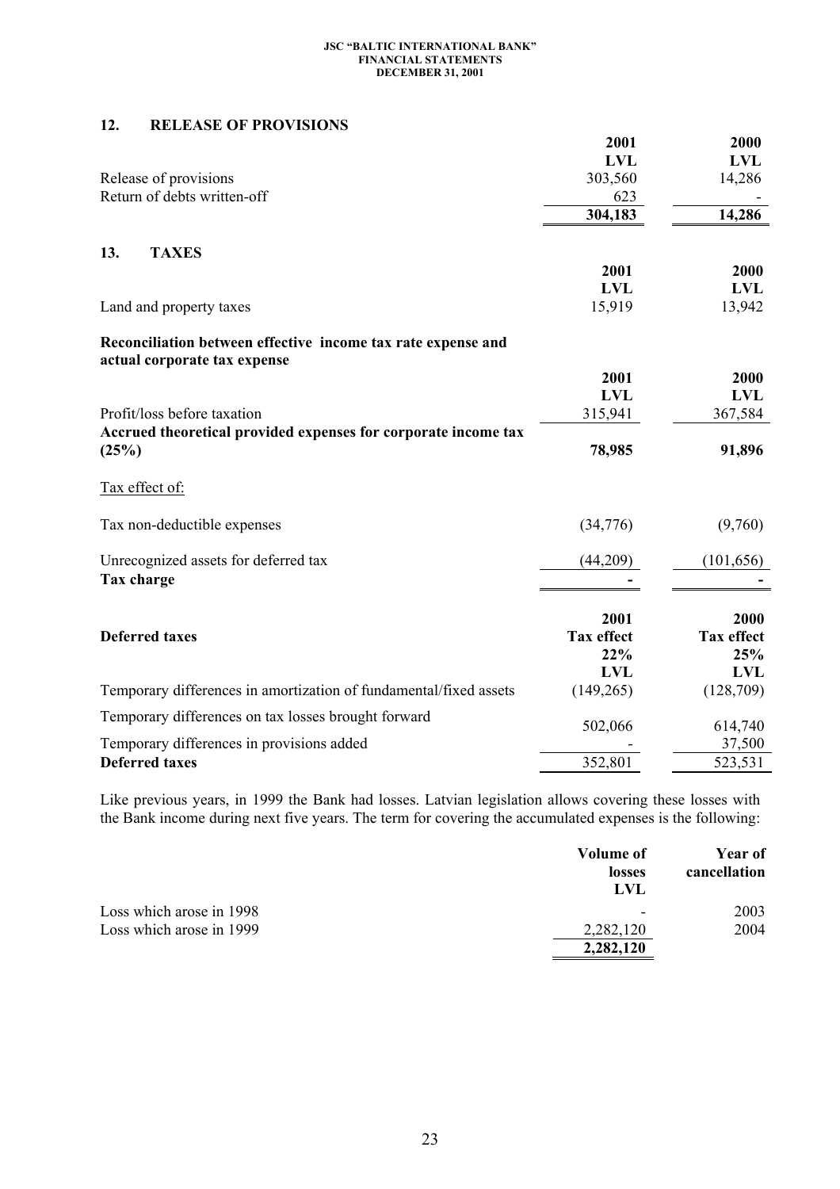## 12. RELEASE OF PROVISIONS

| | 2001 | 2000 |
|---|---|---|
| | LVL | LVL |
| Release of provisions | 303,560 | 14,286 |
| Return of debts written-off | 623 | - |
| | **304,183** | **14,286** |

## 13. TAXES

| | 2001 | 2000 |
|---|---|---|
| | LVL | LVL |
| Land and property taxes | 15,919 | 13,942 |

**Reconciliation between effective income tax rate expense and actual corporate tax expense**

| | 2001 | 2000 |
|---|---|---|
| | LVL | LVL |
| Profit/loss before taxation | 315,941 | 367,584 |
| **Accrued theoretical provided expenses for corporate income tax (25%)** | **78,985** | **91,896** |
| Tax effect of: | | |
| Tax non-deductible expenses | (34,776) | (9,760) |
| Unrecognized assets for deferred tax | (44,209) | (101,656) |
| **Tax charge** | **-** | **-** |

| **Deferred taxes** | 2001 Tax effect 22% LVL | 2000 Tax effect 25% LVL |
|---|---|---|
| Temporary differences in amortization of fundamental/fixed assets | (149,265) | (128,709) |
| Temporary differences on tax losses brought forward | 502,066 | 614,740 |
| Temporary differences in provisions added | - | 37,500 |
| **Deferred taxes** | 352,801 | 523,531 |

Like previous years, in 1999 the Bank had losses. Latvian legislation allows covering these losses with the Bank income during next five years. The term for covering the accumulated expenses is the following:

| | Volume of losses LVL | Year of cancellation |
|---|---|---|
| Loss which arose in 1998 | - | 2003 |
| Loss which arose in 1999 | 2,282,120 | 2004 |
| | **2,282,120** | |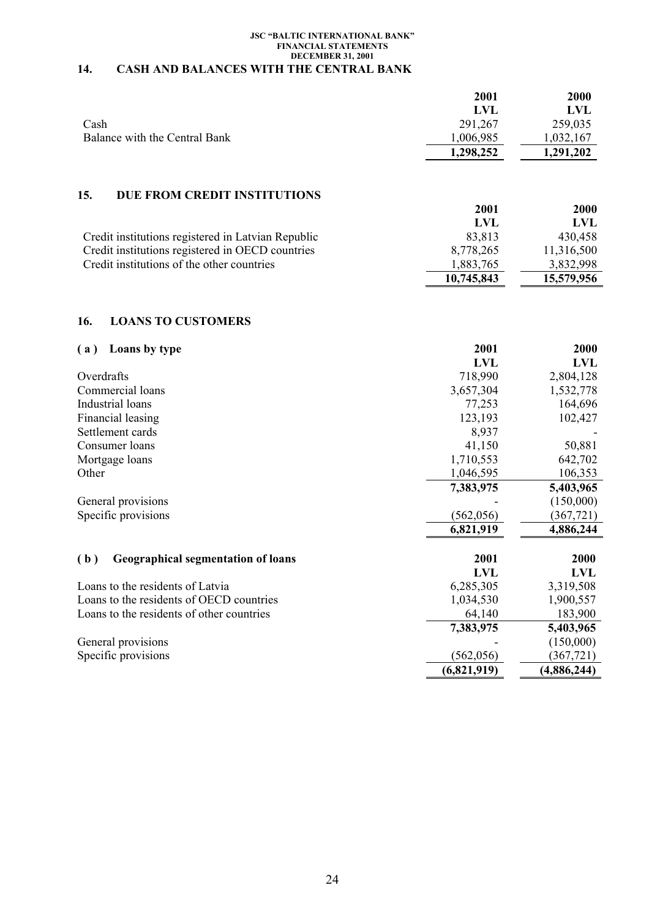## 14. CASH AND BALANCES WITH THE CENTRAL BANK

| | 2001 | 2000 |
|---|---|---|
| | LVL | LVL |
| Cash | 291,267 | 259,035 |
| Balance with the Central Bank | 1,006,985 | 1,032,167 |
| | **1,298,252** | **1,291,202** |

## 15. DUE FROM CREDIT INSTITUTIONS

| | 2001 | 2000 |
|---|---|---|
| | LVL | LVL |
| Credit institutions registered in Latvian Republic | 83,813 | 430,458 |
| Credit institutions registered in OECD countries | 8,778,265 | 11,316,500 |
| Credit institutions of the other countries | 1,883,765 | 3,832,998 |
| | **10,745,843** | **15,579,956** |

## 16. LOANS TO CUSTOMERS

### ( a ) Loans by type

| | 2001 | 2000 |
|---|---|---|
| | LVL | LVL |
| Overdrafts | 718,990 | 2,804,128 |
| Commercial loans | 3,657,304 | 1,532,778 |
| Industrial loans | 77,253 | 164,696 |
| Financial leasing | 123,193 | 102,427 |
| Settlement cards | 8,937 | - |
| Consumer loans | 41,150 | 50,881 |
| Mortgage loans | 1,710,553 | 642,702 |
| Other | 1,046,595 | 106,353 |
| | **7,383,975** | **5,403,965** |
| General provisions | - | (150,000) |
| Specific provisions | (562,056) | (367,721) |
| | **6,821,919** | **4,886,244** |

### ( b ) Geographical segmentation of loans

| | 2001 | 2000 |
|---|---|---|
| | LVL | LVL |
| Loans to the residents of Latvia | 6,285,305 | 3,319,508 |
| Loans to the residents of OECD countries | 1,034,530 | 1,900,557 |
| Loans to the residents of other countries | 64,140 | 183,900 |
| | **7,383,975** | **5,403,965** |
| General provisions | - | (150,000) |
| Specific provisions | (562,056) | (367,721) |
| | **(6,821,919)** | **(4,886,244)** |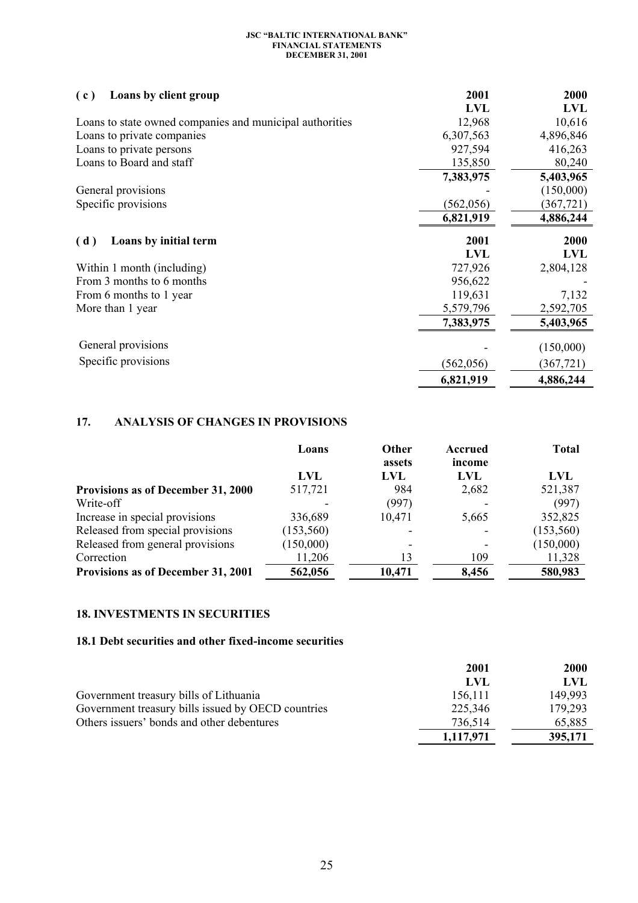### ( c ) Loans by client group

| | 2001 | 2000 |
|---|---|---|
| | LVL | LVL |
| Loans to state owned companies and municipal authorities | 12,968 | 10,616 |
| Loans to private companies | 6,307,563 | 4,896,846 |
| Loans to private persons | 927,594 | 416,263 |
| Loans to Board and staff | 135,850 | 80,240 |
| | **7,383,975** | **5,403,965** |
| General provisions | - | (150,000) |
| Specific provisions | (562,056) | (367,721) |
| | **6,821,919** | **4,886,244** |

### ( d ) Loans by initial term

| | 2001 | 2000 |
|---|---|---|
| | LVL | LVL |
| Within 1 month (including) | 727,926 | 2,804,128 |
| From 3 months to 6 months | 956,622 | - |
| From 6 months to 1 year | 119,631 | 7,132 |
| More than 1 year | 5,579,796 | 2,592,705 |
| | 7,383,975 | 5,403,965 |
| General provisions | - | (150,000) |
| Specific provisions | (562,056) | (367,721) |
| | **6,821,919** | **4,886,244** |

## 17. ANALYSIS OF CHANGES IN PROVISIONS

| | Loans | Other assets | Accrued income | Total |
|---|---|---|---|---|
| | LVL | LVL | LVL | LVL |
| **Provisions as of December 31, 2000** | 517,721 | 984 | 2,682 | 521,387 |
| Write-off | - | (997) | - | (997) |
| Increase in special provisions | 336,689 | 10,471 | 5,665 | 352,825 |
| Released from special provisions | (153,560) | - | - | (153,560) |
| Released from general provisions | (150,000) | - | - | (150,000) |
| Correction | 11,206 | 13 | 109 | 11,328 |
| **Provisions as of December 31, 2001** | **562,056** | **10,471** | **8,456** | **580,983** |

## 18. INVESTMENTS IN SECURITIES

### 18.1 Debt securities and other fixed-income securities

| | 2001 | 2000 |
|---|---|---|
| | LVL | LVL |
| Government treasury bills of Lithuania | 156,111 | 149,993 |
| Government treasury bills issued by OECD countries | 225,346 | 179,293 |
| Others issuers' bonds and other debentures | 736,514 | 65,885 |
| | **1,117,971** | **395,171** |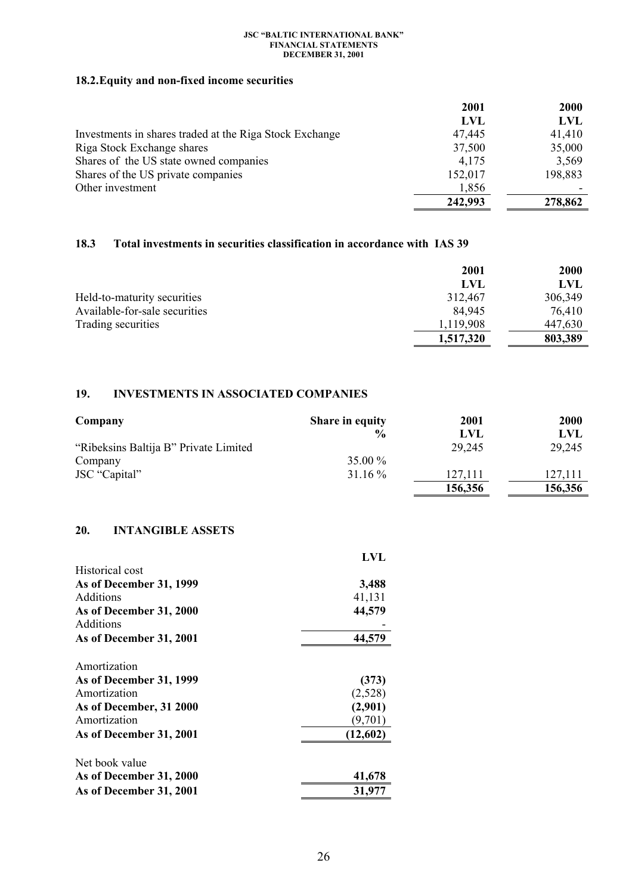### 18.2. Equity and non-fixed income securities

| | 2001 | 2000 |
|---|---|---|
| | LVL | LVL |
| Investments in shares traded at the Riga Stock Exchange | 47,445 | 41,410 |
| Riga Stock Exchange shares | 37,500 | 35,000 |
| Shares of the US state owned companies | 4,175 | 3,569 |
| Shares of the US private companies | 152,017 | 198,883 |
| Other investment | 1,856 | - |
| | **242,993** | **278,862** |

### 18.3 Total investments in securities classification in accordance with IAS 39

| | 2001 | 2000 |
|---|---|---|
| | LVL | LVL |
| Held-to-maturity securities | 312,467 | 306,349 |
| Available-for-sale securities | 84,945 | 76,410 |
| Trading securities | 1,119,908 | 447,630 |
| | **1,517,320** | **803,389** |

## 19. INVESTMENTS IN ASSOCIATED COMPANIES

| Company | Share in equity % | 2001 LVL | 2000 LVL |
|---|---|---|---|
| "Ribeksins Baltija B" Private Limited Company | 35.00 % | 29,245 | 29,245 |
| JSC "Capital" | 31.16 % | 127,111 | 127,111 |
| | | **156,356** | **156,356** |

## 20. INTANGIBLE ASSETS

| | LVL |
|---|---|
| Historical cost | |
| **As of December 31, 1999** | **3,488** |
| Additions | 41,131 |
| **As of December 31, 2000** | **44,579** |
| Additions | - |
| **As of December 31, 2001** | **44,579** |
| | |
| Amortization | |
| **As of December 31, 1999** | **(373)** |
| Amortization | (2,528) |
| **As of December, 31 2000** | **(2,901)** |
| Amortization | (9,701) |
| **As of December 31, 2001** | **(12,602)** |
| | |
| Net book value | |
| **As of December 31, 2000** | **41,678** |
| **As of December 31, 2001** | **31,977** |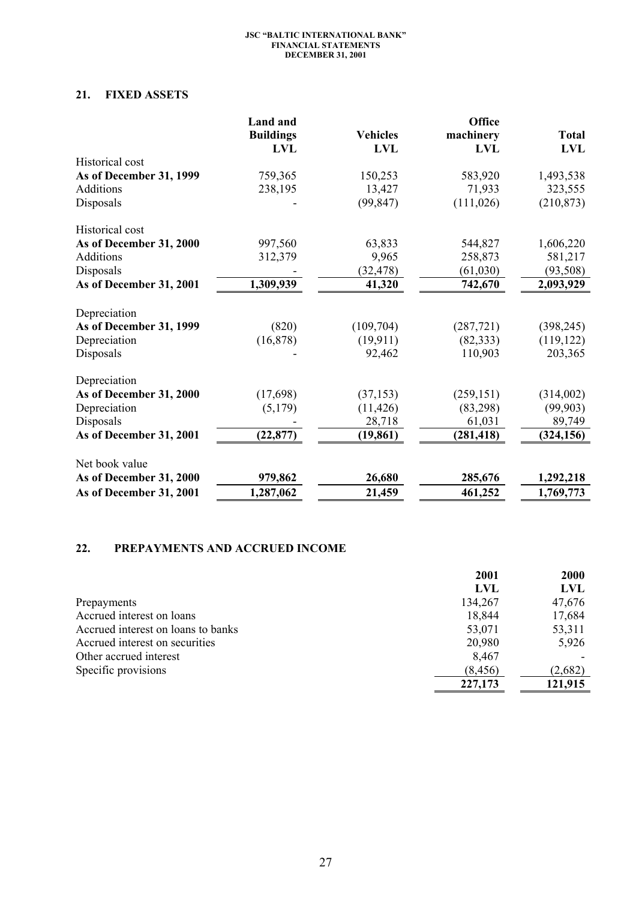## 21. FIXED ASSETS

| | Land and Buildings LVL | Vehicles LVL | Office machinery LVL | Total LVL |
|---|---|---|---|---|
| Historical cost | | | | |
| **As of December 31, 1999** | 759,365 | 150,253 | 583,920 | 1,493,538 |
| Additions | 238,195 | 13,427 | 71,933 | 323,555 |
| Disposals | - | (99,847) | (111,026) | (210,873) |
| Historical cost | | | | |
| **As of December 31, 2000** | 997,560 | 63,833 | 544,827 | 1,606,220 |
| Additions | 312,379 | 9,965 | 258,873 | 581,217 |
| Disposals | - | (32,478) | (61,030) | (93,508) |
| **As of December 31, 2001** | **1,309,939** | **41,320** | **742,670** | **2,093,929** |
| Depreciation | | | | |
| **As of December 31, 1999** | (820) | (109,704) | (287,721) | (398,245) |
| Depreciation | (16,878) | (19,911) | (82,333) | (119,122) |
| Disposals | - | 92,462 | 110,903 | 203,365 |
| Depreciation | | | | |
| **As of December 31, 2000** | (17,698) | (37,153) | (259,151) | (314,002) |
| Depreciation | (5,179) | (11,426) | (83,298) | (99,903) |
| Disposals | - | 28,718 | 61,031 | 89,749 |
| **As of December 31, 2001** | **(22,877)** | **(19,861)** | **(281,418)** | **(324,156)** |
| Net book value | | | | |
| **As of December 31, 2000** | **979,862** | **26,680** | **285,676** | **1,292,218** |
| **As of December 31, 2001** | **1,287,062** | **21,459** | **461,252** | **1,769,773** |

## 22. PREPAYMENTS AND ACCRUED INCOME

| | 2001 LVL | 2000 LVL |
|---|---|---|
| Prepayments | 134,267 | 47,676 |
| Accrued interest on loans | 18,844 | 17,684 |
| Accrued interest on loans to banks | 53,071 | 53,311 |
| Accrued interest on securities | 20,980 | 5,926 |
| Other accrued interest | 8,467 | - |
| Specific provisions | (8,456) | (2,682) |
| | **227,173** | **121,915** |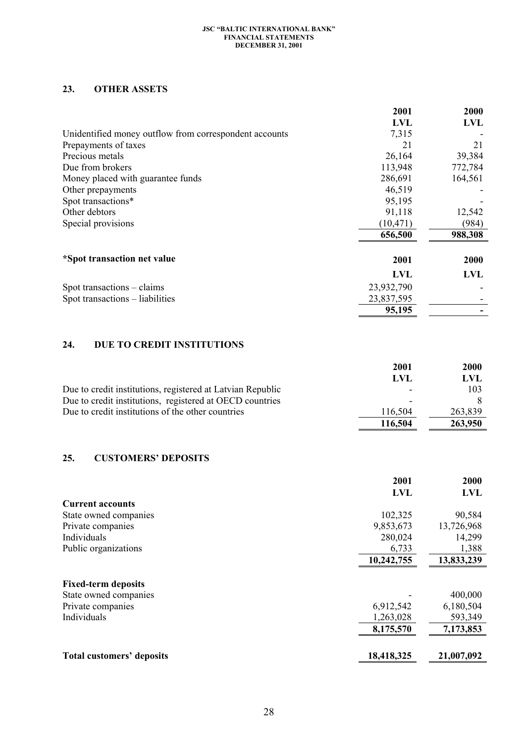## 23. OTHER ASSETS

| | 2001 | 2000 |
|---|---|---|
| | LVL | LVL |
| Unidentified money outflow from correspondent accounts | 7,315 | - |
| Prepayments of taxes | 21 | 21 |
| Precious metals | 26,164 | 39,384 |
| Due from brokers | 113,948 | 772,784 |
| Money placed with guarantee funds | 286,691 | 164,561 |
| Other prepayments | 46,519 | - |
| Spot transactions* | 95,195 | - |
| Other debtors | 91,118 | 12,542 |
| Special provisions | (10,471) | (984) |
| | **656,500** | **988,308** |

| **\*Spot transaction net value** | 2001 | 2000 |
|---|---|---|
| | LVL | LVL |
| Spot transactions – claims | 23,932,790 | - |
| Spot transactions – liabilities | 23,837,595 | - |
| | **95,195** | **-** |

## 24. DUE TO CREDIT INSTITUTIONS

| | 2001 | 2000 |
|---|---|---|
| | LVL | LVL |
| Due to credit institutions, registered at Latvian Republic | - | 103 |
| Due to credit institutions, registered at OECD countries | - | 8 |
| Due to credit institutions of the other countries | 116,504 | 263,839 |
| | **116,504** | **263,950** |

## 25. CUSTOMERS' DEPOSITS

| | 2001 | 2000 |
|---|---|---|
| | LVL | LVL |
| **Current accounts** | | |
| State owned companies | 102,325 | 90,584 |
| Private companies | 9,853,673 | 13,726,968 |
| Individuals | 280,024 | 14,299 |
| Public organizations | 6,733 | 1,388 |
| | **10,242,755** | **13,833,239** |
| **Fixed-term deposits** | | |
| State owned companies | - | 400,000 |
| Private companies | 6,912,542 | 6,180,504 |
| Individuals | 1,263,028 | 593,349 |
| | **8,175,570** | **7,173,853** |
| **Total customers' deposits** | **18,418,325** | **21,007,092** |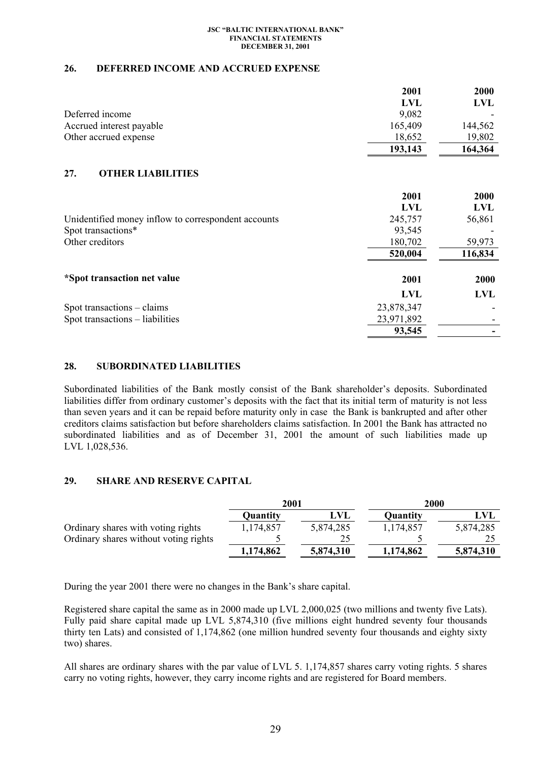## 26. DEFERRED INCOME AND ACCRUED EXPENSE

| | 2001 | 2000 |
|---|---|---|
| | LVL | LVL |
| Deferred income | 9,082 | - |
| Accrued interest payable | 165,409 | 144,562 |
| Other accrued expense | 18,652 | 19,802 |
| | **193,143** | **164,364** |

## 27. OTHER LIABILITIES

| | 2001 | 2000 |
|---|---|---|
| | LVL | LVL |
| Unidentified money inflow to correspondent accounts | 245,757 | 56,861 |
| Spot transactions* | 93,545 | - |
| Other creditors | 180,702 | 59,973 |
| | **520,004** | **116,834** |

| **\*Spot transaction net value** | 2001 | 2000 |
|---|---|---|
| | LVL | LVL |
| Spot transactions – claims | 23,878,347 | - |
| Spot transactions – liabilities | 23,971,892 | - |
| | **93,545** | **-** |

## 28. SUBORDINATED LIABILITIES

Subordinated liabilities of the Bank mostly consist of the Bank shareholder's deposits. Subordinated liabilities differ from ordinary customer's deposits with the fact that its initial term of maturity is not less than seven years and it can be repaid before maturity only in case the Bank is bankrupted and after other creditors claims satisfaction but before shareholders claims satisfaction. In 2001 the Bank has attracted no subordinated liabilities and as of December 31, 2001 the amount of such liabilities made up LVL 1,028,536.

## 29. SHARE AND RESERVE CAPITAL

| | 2001 | | 2000 | |
|---|---|---|---|---|
| | Quantity | LVL | Quantity | LVL |
| Ordinary shares with voting rights | 1,174,857 | 5,874,285 | 1,174,857 | 5,874,285 |
| Ordinary shares without voting rights | 5 | 25 | 5 | 25 |
| | **1,174,862** | **5,874,310** | **1,174,862** | **5,874,310** |

During the year 2001 there were no changes in the Bank's share capital.

Registered share capital the same as in 2000 made up LVL 2,000,025 (two millions and twenty five Lats). Fully paid share capital made up LVL 5,874,310 (five millions eight hundred seventy four thousands thirty ten Lats) and consisted of 1,174,862 (one million hundred seventy four thousands and eighty sixty two) shares.

All shares are ordinary shares with the par value of LVL 5. 1,174,857 shares carry voting rights. 5 shares carry no voting rights, however, they carry income rights and are registered for Board members.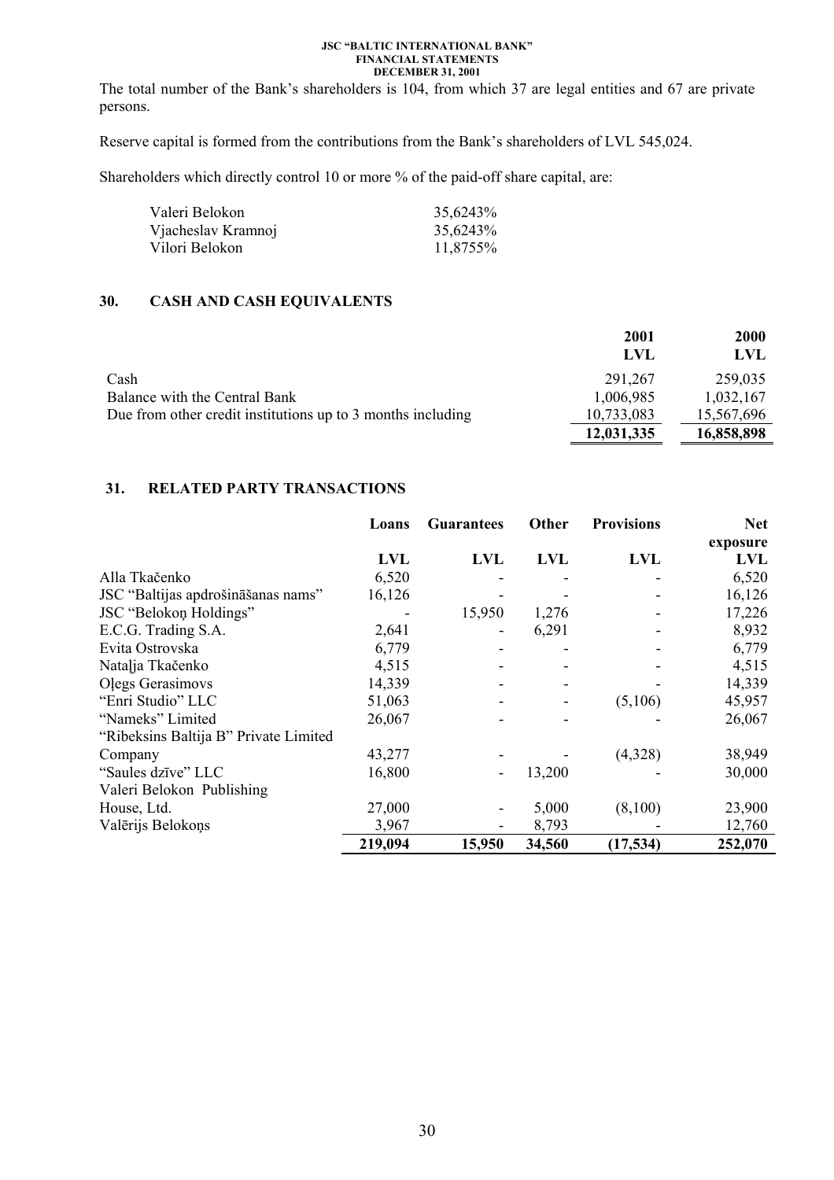The total number of the Bank's shareholders is 104, from which 37 are legal entities and 67 are private persons.

Reserve capital is formed from the contributions from the Bank's shareholders of LVL 545,024.

Shareholders which directly control 10 or more % of the paid-off share capital, are:

| | |
|---|---|
| Valeri Belokon | 35,6243% |
| Vjacheslav Kramnoj | 35,6243% |
| Vilori Belokon | 11,8755% |

## 30. CASH AND CASH EQUIVALENTS

| | 2001 LVL | 2000 LVL |
|---|---|---|
| Cash | 291,267 | 259,035 |
| Balance with the Central Bank | 1,006,985 | 1,032,167 |
| Due from other credit institutions up to 3 months including | 10,733,083 | 15,567,696 |
| | **12,031,335** | **16,858,898** |

## 31. RELATED PARTY TRANSACTIONS

| | Loans | Guarantees | Other | Provisions | Net exposure |
|---|---|---|---|---|---|
| | LVL | LVL | LVL | LVL | LVL |
| Alla Tkačenko | 6,520 | - | - | - | 6,520 |
| JSC "Baltijas apdrošināšanas nams" | 16,126 | - | - | - | 16,126 |
| JSC "Belokoņ Holdings" | - | 15,950 | 1,276 | - | 17,226 |
| E.C.G. Trading S.A. | 2,641 | - | 6,291 | - | 8,932 |
| Evita Ostrovska | 6,779 | - | - | - | 6,779 |
| Nataļja Tkačenko | 4,515 | - | - | - | 4,515 |
| Oļegs Gerasimovs | 14,339 | - | - | - | 14,339 |
| "Enri Studio" LLC | 51,063 | - | - | (5,106) | 45,957 |
| "Nameks" Limited | 26,067 | - | - | - | 26,067 |
| "Ribeksins Baltija B" Private Limited Company | 43,277 | - | - | (4,328) | 38,949 |
| "Saules dzīve" LLC | 16,800 | - | 13,200 | | 30,000 |
| Valeri Belokon Publishing House, Ltd. | 27,000 | - | 5,000 | (8,100) | 23,900 |
| Valērijs Belokoņs | 3,967 | - | 8,793 | - | 12,760 |
| | **219,094** | **15,950** | **34,560** | **(17,534)** | **252,070** |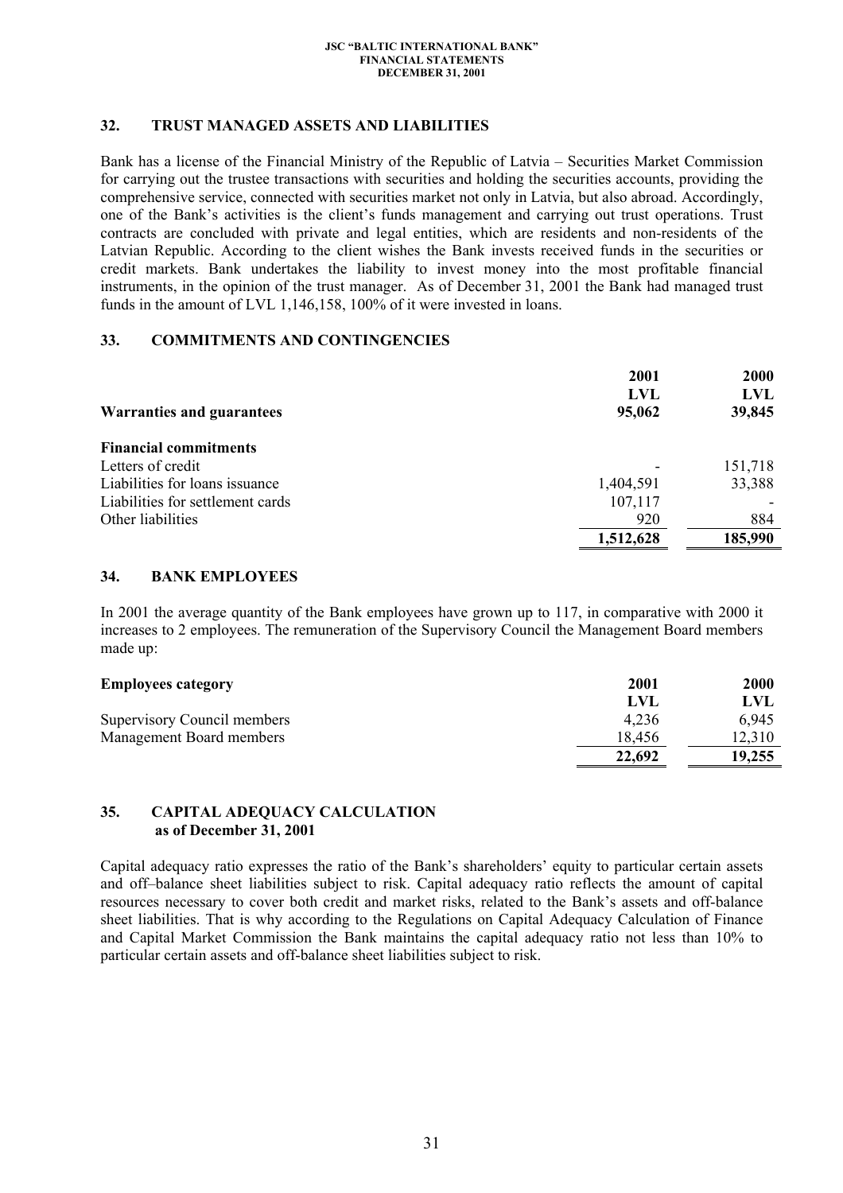## 32. TRUST MANAGED ASSETS AND LIABILITIES

Bank has a license of the Financial Ministry of the Republic of Latvia – Securities Market Commission for carrying out the trustee transactions with securities and holding the securities accounts, providing the comprehensive service, connected with securities market not only in Latvia, but also abroad. Accordingly, one of the Bank's activities is the client's funds management and carrying out trust operations. Trust contracts are concluded with private and legal entities, which are residents and non-residents of the Latvian Republic. According to the client wishes the Bank invests received funds in the securities or credit markets. Bank undertakes the liability to invest money into the most profitable financial instruments, in the opinion of the trust manager. As of December 31, 2001 the Bank had managed trust funds in the amount of LVL 1,146,158, 100% of it were invested in loans.

## 33. COMMITMENTS AND CONTINGENCIES

| | 2001 | 2000 |
|---|---|---|
| | LVL | LVL |
| **Warranties and guarantees** | **95,062** | **39,845** |
| **Financial commitments** | | |
| Letters of credit | - | 151,718 |
| Liabilities for loans issuance | 1,404,591 | 33,388 |
| Liabilities for settlement cards | 107,117 | - |
| Other liabilities | 920 | 884 |
| | **1,512,628** | **185,990** |

## 34. BANK EMPLOYEES

In 2001 the average quantity of the Bank employees have grown up to 117, in comparative with 2000 it increases to 2 employees. The remuneration of the Supervisory Council the Management Board members made up:

| **Employees category** | 2001 | 2000 |
|---|---|---|
| | LVL | LVL |
| Supervisory Council members | 4,236 | 6,945 |
| Management Board members | 18,456 | 12,310 |
| | **22,692** | **19,255** |

## 35. CAPITAL ADEQUACY CALCULATION as of December 31, 2001

Capital adequacy ratio expresses the ratio of the Bank's shareholders' equity to particular certain assets and off–balance sheet liabilities subject to risk. Capital adequacy ratio reflects the amount of capital resources necessary to cover both credit and market risks, related to the Bank's assets and off-balance sheet liabilities. That is why according to the Regulations on Capital Adequacy Calculation of Finance and Capital Market Commission the Bank maintains the capital adequacy ratio not less than 10% to particular certain assets and off-balance sheet liabilities subject to risk.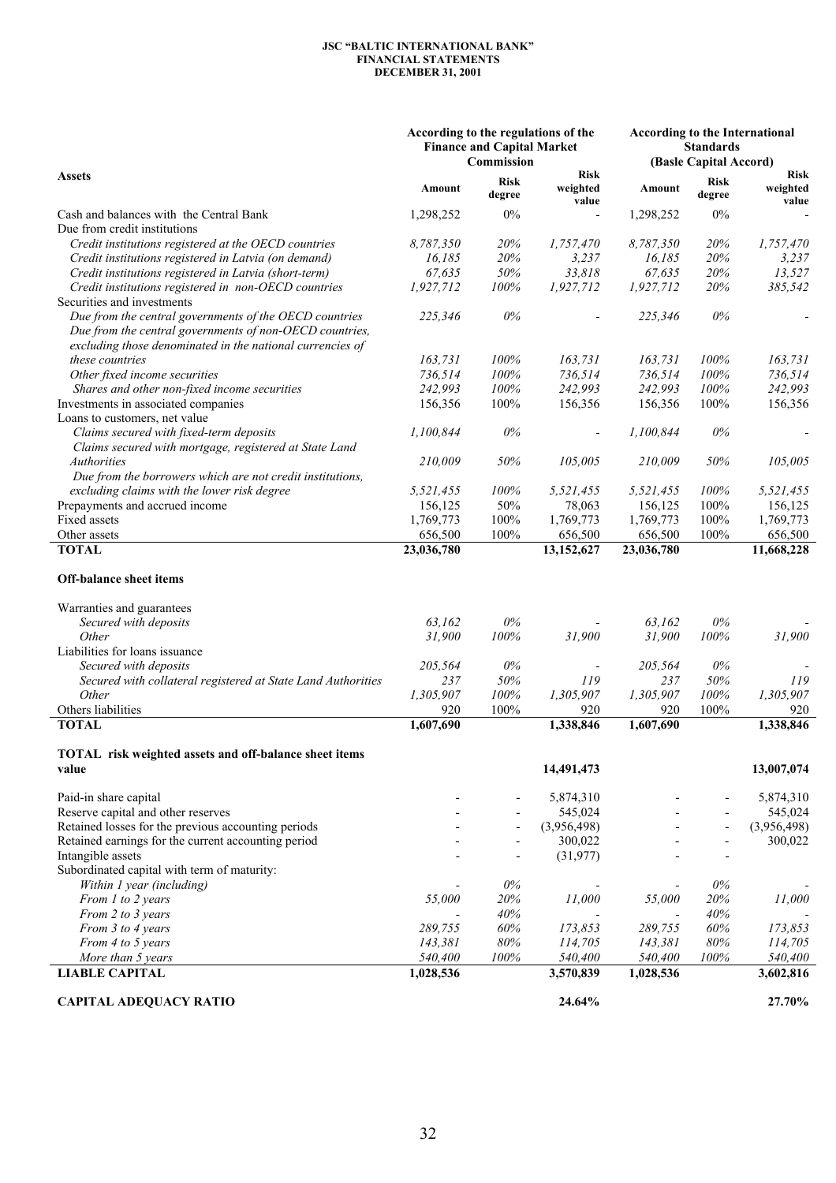**JSC "BALTIC INTERNATIONAL BANK"**
**FINANCIAL STATEMENTS**
**DECEMBER 31, 2001**

| Assets | According to the regulations of the Finance and Capital Market Commission | | | According to the International Standards (Basle Capital Accord) | | |
|---|---|---|---|---|---|---|
| | Amount | Risk degree | Risk weighted value | Amount | Risk degree | Risk weighted value |
| Cash and balances with the Central Bank | 1,298,252 | 0% | - | 1,298,252 | 0% | - |
| Due from credit institutions | | | | | | |
| *Credit institutions registered at the OECD countries* | *8,787,350* | *20%* | *1,757,470* | *8,787,350* | *20%* | *1,757,470* |
| *Credit institutions registered in Latvia (on demand)* | *16,185* | *20%* | *3,237* | *16,185* | *20%* | *3,237* |
| *Credit institutions registered in Latvia (short-term)* | *67,635* | *50%* | *33,818* | *67,635* | *20%* | *13,527* |
| *Credit institutions registered in non-OECD countries* | *1,927,712* | *100%* | *1,927,712* | *1,927,712* | *20%* | *385,542* |
| Securities and investments | | | | | | |
| *Due from the central governments of the OECD countries* | *225,346* | *0%* | - | *225,346* | *0%* | - |
| *Due from the central governments of non-OECD countries, excluding those denominated in the national currencies of these countries* | *163,731* | *100%* | *163,731* | *163,731* | *100%* | *163,731* |
| *Other fixed income securities* | *736,514* | *100%* | *736,514* | *736,514* | *100%* | *736,514* |
| *Shares and other non-fixed income securities* | *242,993* | *100%* | *242,993* | *242,993* | *100%* | *242,993* |
| Investments in associated companies | 156,356 | 100% | 156,356 | 156,356 | 100% | 156,356 |
| Loans to customers, net value | | | | | | |
| *Claims secured with fixed-term deposits* | *1,100,844* | *0%* | - | *1,100,844* | *0%* | - |
| *Claims secured with mortgage, registered at State Land Authorities* | *210,009* | *50%* | *105,005* | *210,009* | *50%* | *105,005* |
| *Due from the borrowers which are not credit institutions, excluding claims with the lower risk degree* | *5,521,455* | *100%* | *5,521,455* | *5,521,455* | *100%* | *5,521,455* |
| Prepayments and accrued income | 156,125 | 50% | 78,063 | 156,125 | 100% | 156,125 |
| Fixed assets | 1,769,773 | 100% | 1,769,773 | 1,769,773 | 100% | 1,769,773 |
| Other assets | 656,500 | 100% | 656,500 | 656,500 | 100% | 656,500 |
| **TOTAL** | **23,036,780** | | **13,152,627** | **23,036,780** | | **11,668,228** |
| **Off-balance sheet items** | | | | | | |
| Warranties and guarantees | | | | | | |
| *Secured with deposits* | *63,162* | *0%* | - | *63,162* | *0%* | - |
| *Other* | *31,900* | *100%* | *31,900* | *31,900* | *100%* | *31,900* |
| Liabilities for loans issuance | | | | | | |
| *Secured with deposits* | *205,564* | *0%* | - | *205,564* | *0%* | - |
| *Secured with collateral registered at State Land Authorities* | *237* | *50%* | *119* | *237* | *50%* | *119* |
| *Other* | *1,305,907* | *100%* | *1,305,907* | *1,305,907* | *100%* | *1,305,907* |
| Others liabilities | 920 | 100% | 920 | 920 | 100% | 920 |
| **TOTAL** | **1,607,690** | | **1,338,846** | **1,607,690** | | **1,338,846** |
| **TOTAL risk weighted assets and off-balance sheet items value** | | | **14,491,473** | | | **13,007,074** |
| Paid-in share capital | - | - | 5,874,310 | - | - | 5,874,310 |
| Reserve capital and other reserves | - | - | 545,024 | - | - | 545,024 |
| Retained losses for the previous accounting periods | - | - | (3,956,498) | - | - | (3,956,498) |
| Retained earnings for the current accounting period | - | - | 300,022 | - | - | 300,022 |
| Intangible assets | - | - | (31,977) | - | - | |
| Subordinated capital with term of maturity: | | | | | | |
| *Within 1 year (including)* | - | *0%* | - | - | *0%* | - |
| *From 1 to 2 years* | *55,000* | *20%* | *11,000* | *55,000* | *20%* | *11,000* |
| *From 2 to 3 years* | - | *40%* | - | - | *40%* | - |
| *From 3 to 4 years* | *289,755* | *60%* | *173,853* | *289,755* | *60%* | *173,853* |
| *From 4 to 5 years* | *143,381* | *80%* | *114,705* | *143,381* | *80%* | *114,705* |
| *More than 5 years* | *540,400* | *100%* | *540,400* | *540,400* | *100%* | *540,400* |
| **LIABLE CAPITAL** | **1,028,536** | | **3,570,839** | **1,028,536** | | **3,602,816** |
| **CAPITAL ADEQUACY RATIO** | | | **24.64%** | | | **27.70%** |